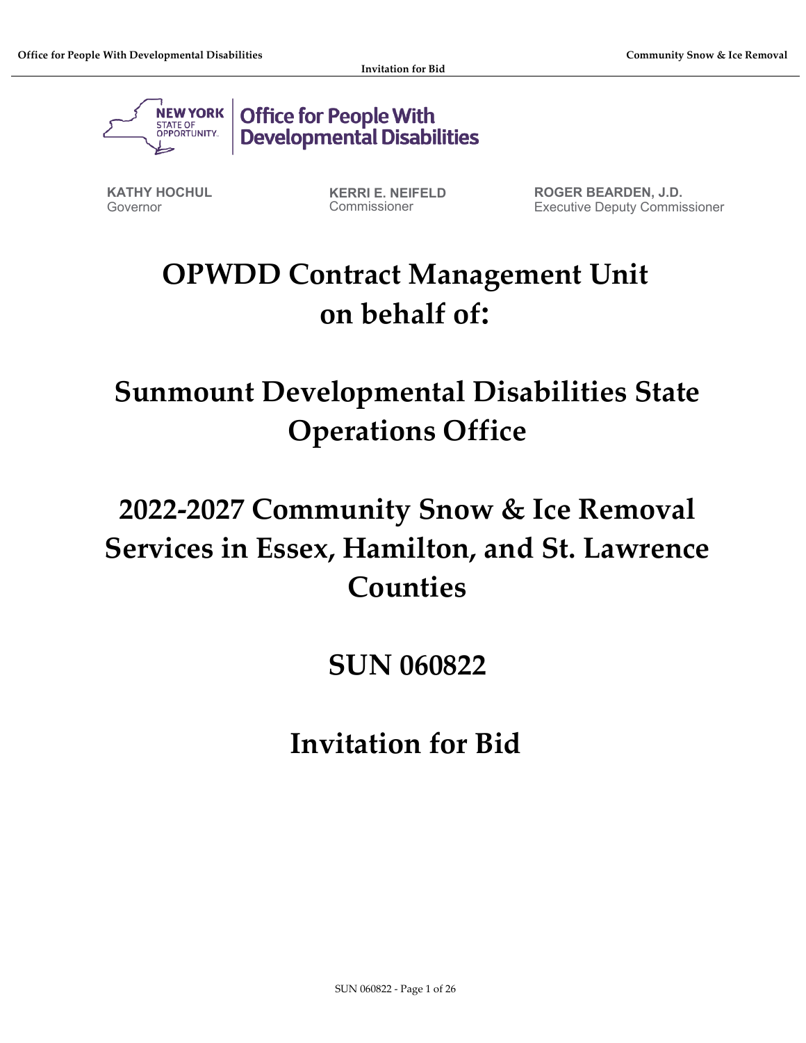NEW YORK STATE OF OPPORTUNITY. | Office for People With Developmental Disabilities

**KATHY HOCHUL**
Governor

**KERRI E. NEIFELD**
Commissioner

**ROGER BEARDEN, J.D.**
Executive Deputy Commissioner

# OPWDD Contract Management Unit on behalf of:

# Sunmount Developmental Disabilities State Operations Office

# 2022-2027 Community Snow & Ice Removal Services in Essex, Hamilton, and St. Lawrence Counties

# SUN 060822

# Invitation for Bid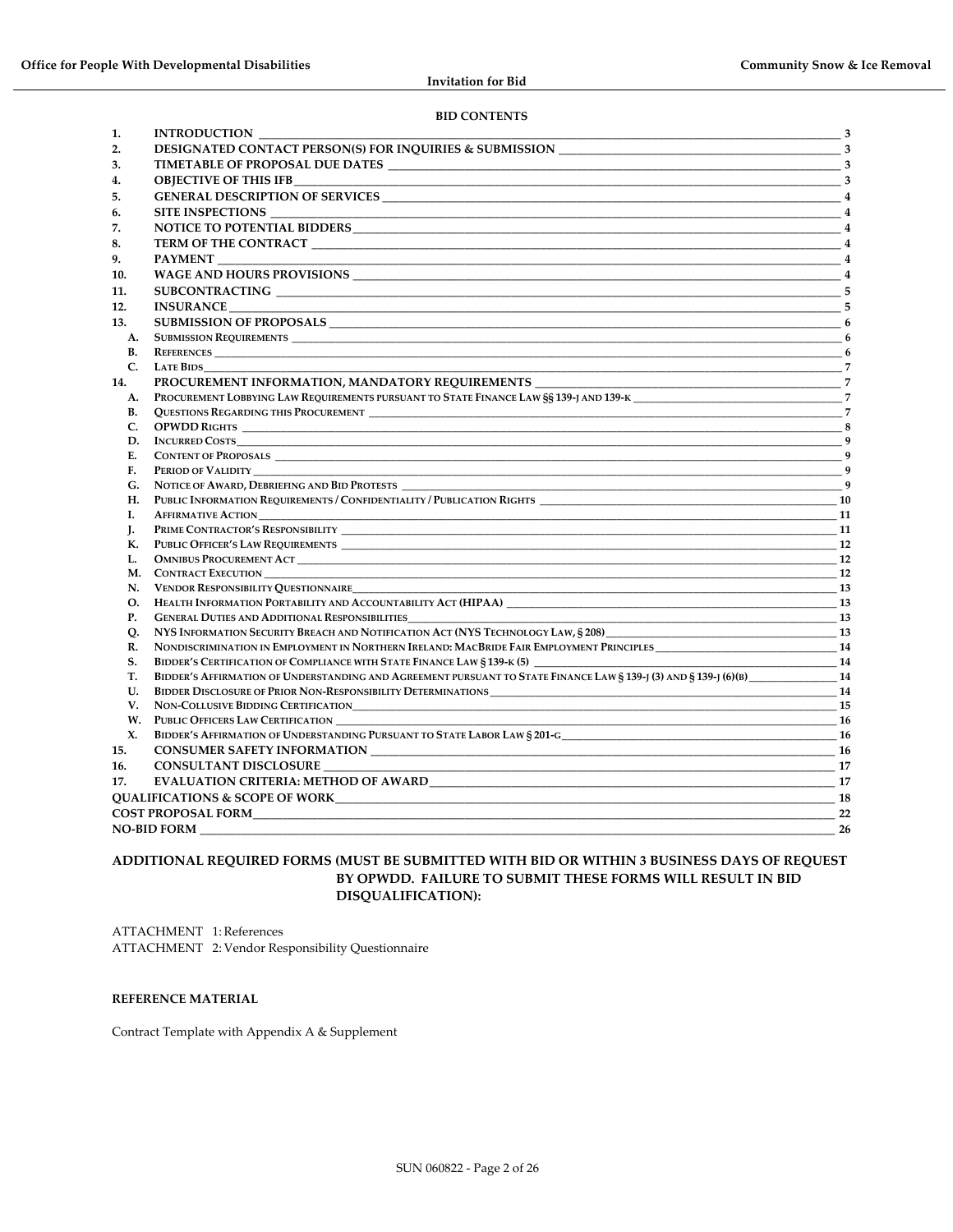## BID CONTENTS

| | | |
|---|---|---|
| 1. | INTRODUCTION | 3 |
| 2. | DESIGNATED CONTACT PERSON(S) FOR INQUIRIES & SUBMISSION | 3 |
| 3. | TIMETABLE OF PROPOSAL DUE DATES | 3 |
| 4. | OBJECTIVE OF THIS IFB | 3 |
| 5. | GENERAL DESCRIPTION OF SERVICES | 4 |
| 6. | SITE INSPECTIONS | 4 |
| 7. | NOTICE TO POTENTIAL BIDDERS | 4 |
| 8. | TERM OF THE CONTRACT | 4 |
| 9. | PAYMENT | 4 |
| 10. | WAGE AND HOURS PROVISIONS | 4 |
| 11. | SUBCONTRACTING | 5 |
| 12. | INSURANCE | 5 |
| 13. | SUBMISSION OF PROPOSALS | 6 |
| A. | Submission Requirements | 6 |
| B. | References | 6 |
| C. | Late Bids | 7 |
| 14. | PROCUREMENT INFORMATION, MANDATORY REQUIREMENTS | 7 |
| A. | Procurement Lobbying Law Requirements pursuant to State Finance Law §§ 139-j and 139-k | 7 |
| B. | Questions Regarding this Procurement | 7 |
| C. | OPWDD Rights | 8 |
| D. | Incurred Costs | 9 |
| E. | Content of Proposals | 9 |
| F. | Period of Validity | 9 |
| G. | Notice of Award, Debriefing and Bid Protests | 9 |
| H. | Public Information Requirements / Confidentiality / Publication Rights | 10 |
| I. | Affirmative Action | 11 |
| J. | Prime Contractor's Responsibility | 11 |
| K. | Public Officer's Law Requirements | 12 |
| L. | Omnibus Procurement Act | 12 |
| M. | Contract Execution | 12 |
| N. | Vendor Responsibility Questionnaire | 13 |
| O. | Health Information Portability and Accountability Act (HIPAA) | 13 |
| P. | General Duties and Additional Responsibilities | 13 |
| Q. | NYS Information Security Breach and Notification Act (NYS Technology Law, § 208) | 13 |
| R. | Nondiscrimination in Employment in Northern Ireland: MacBride Fair Employment Principles | 14 |
| S. | Bidder's Certification of Compliance with State Finance Law § 139-k (5) | 14 |
| T. | Bidder's Affirmation of Understanding and Agreement pursuant to State Finance Law § 139-j (3) and § 139-j (6)(b) | 14 |
| U. | Bidder Disclosure of Prior Non-Responsibility Determinations | 14 |
| V. | Non-Collusive Bidding Certification | 15 |
| W. | Public Officers Law Certification | 16 |
| X. | Bidder's Affirmation of Understanding Pursuant to State Labor Law § 201-g | 16 |
| 15. | CONSUMER SAFETY INFORMATION | 16 |
| 16. | CONSULTANT DISCLOSURE | 17 |
| 17. | EVALUATION CRITERIA: METHOD OF AWARD | 17 |
| | QUALIFICATIONS & SCOPE OF WORK | 18 |
| | COST PROPOSAL FORM | 22 |
| | NO-BID FORM | 26 |

**ADDITIONAL REQUIRED FORMS (MUST BE SUBMITTED WITH BID OR WITHIN 3 BUSINESS DAYS OF REQUEST BY OPWDD. FAILURE TO SUBMIT THESE FORMS WILL RESULT IN BID DISQUALIFICATION):**

ATTACHMENT 1: References
ATTACHMENT 2: Vendor Responsibility Questionnaire

**REFERENCE MATERIAL**

Contract Template with Appendix A & Supplement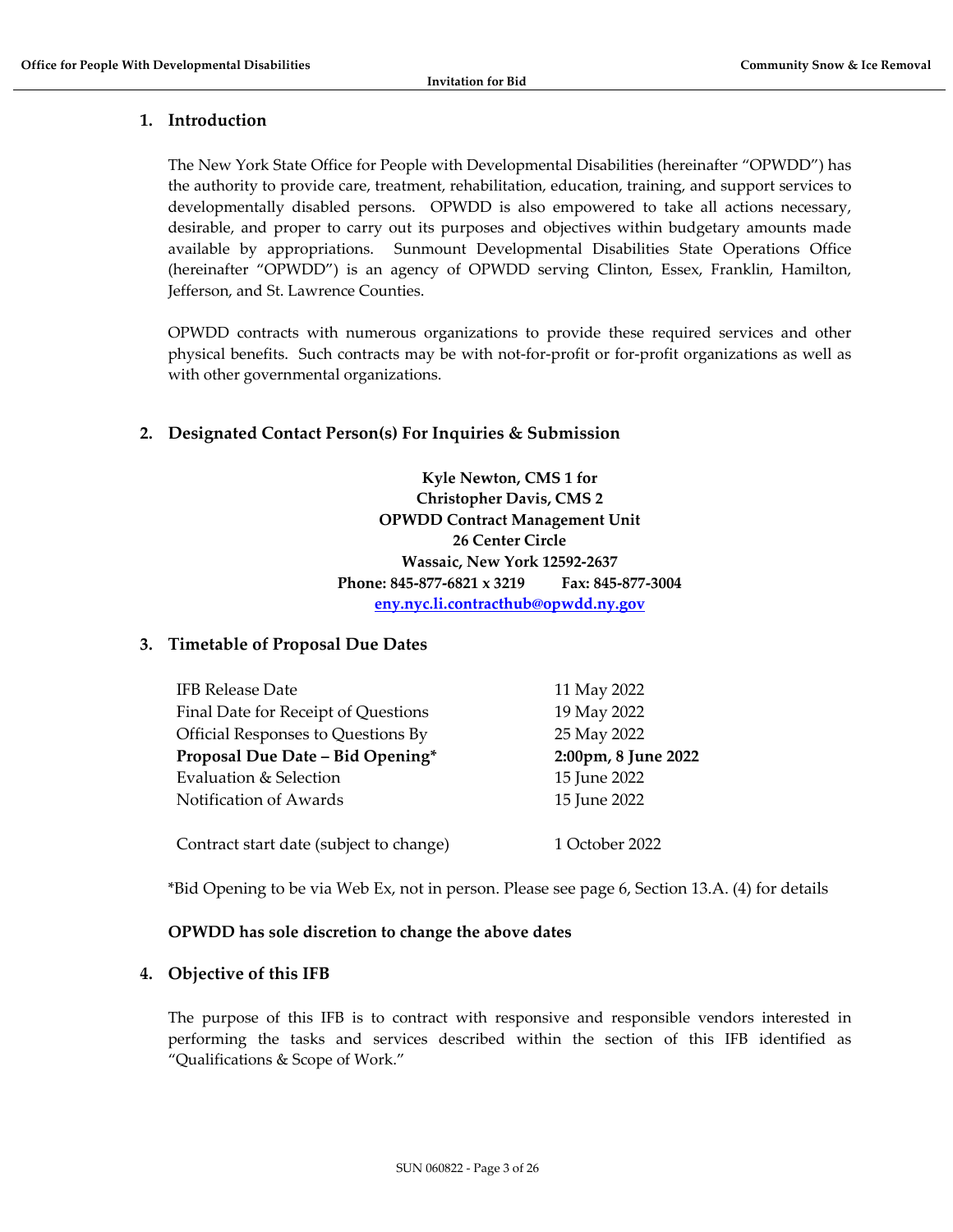## 1. Introduction

The New York State Office for People with Developmental Disabilities (hereinafter "OPWDD") has the authority to provide care, treatment, rehabilitation, education, training, and support services to developmentally disabled persons. OPWDD is also empowered to take all actions necessary, desirable, and proper to carry out its purposes and objectives within budgetary amounts made available by appropriations. Sunmount Developmental Disabilities State Operations Office (hereinafter "OPWDD") is an agency of OPWDD serving Clinton, Essex, Franklin, Hamilton, Jefferson, and St. Lawrence Counties.

OPWDD contracts with numerous organizations to provide these required services and other physical benefits. Such contracts may be with not-for-profit or for-profit organizations as well as with other governmental organizations.

## 2. Designated Contact Person(s) For Inquiries & Submission

**Kyle Newton, CMS 1 for**
**Christopher Davis, CMS 2**
**OPWDD Contract Management Unit**
**26 Center Circle**
**Wassaic, New York 12592-2637**
**Phone: 845-877-6821 x 3219 Fax: 845-877-3004**
**eny.nyc.li.contracthub@opwdd.ny.gov**

## 3. Timetable of Proposal Due Dates

| | |
|---|---|
| IFB Release Date | 11 May 2022 |
| Final Date for Receipt of Questions | 19 May 2022 |
| Official Responses to Questions By | 25 May 2022 |
| **Proposal Due Date – Bid Opening*** | **2:00pm, 8 June 2022** |
| Evaluation & Selection | 15 June 2022 |
| Notification of Awards | 15 June 2022 |
| | |
| Contract start date (subject to change) | 1 October 2022 |

*Bid Opening to be via Web Ex, not in person. Please see page 6, Section 13.A. (4) for details

**OPWDD has sole discretion to change the above dates**

## 4. Objective of this IFB

The purpose of this IFB is to contract with responsive and responsible vendors interested in performing the tasks and services described within the section of this IFB identified as "Qualifications & Scope of Work."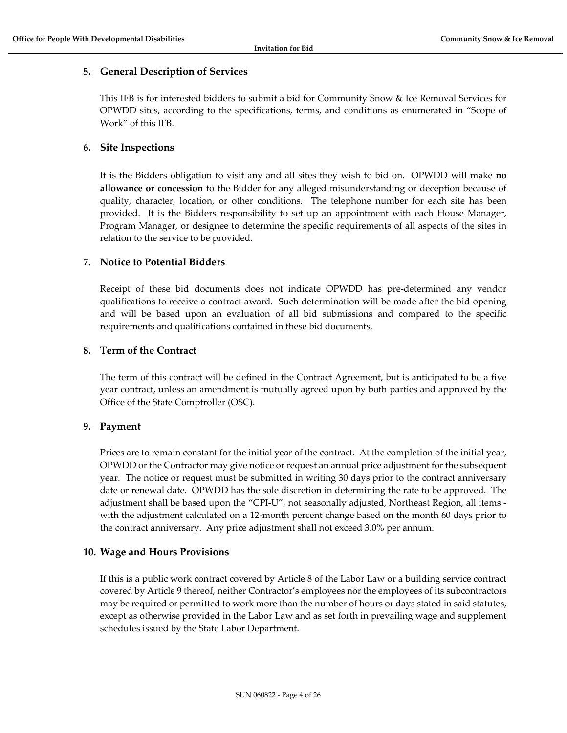## 5. General Description of Services

This IFB is for interested bidders to submit a bid for Community Snow & Ice Removal Services for OPWDD sites, according to the specifications, terms, and conditions as enumerated in "Scope of Work" of this IFB.

## 6. Site Inspections

It is the Bidders obligation to visit any and all sites they wish to bid on. OPWDD will make **no allowance or concession** to the Bidder for any alleged misunderstanding or deception because of quality, character, location, or other conditions. The telephone number for each site has been provided. It is the Bidders responsibility to set up an appointment with each House Manager, Program Manager, or designee to determine the specific requirements of all aspects of the sites in relation to the service to be provided.

## 7. Notice to Potential Bidders

Receipt of these bid documents does not indicate OPWDD has pre-determined any vendor qualifications to receive a contract award. Such determination will be made after the bid opening and will be based upon an evaluation of all bid submissions and compared to the specific requirements and qualifications contained in these bid documents.

## 8. Term of the Contract

The term of this contract will be defined in the Contract Agreement, but is anticipated to be a five year contract, unless an amendment is mutually agreed upon by both parties and approved by the Office of the State Comptroller (OSC).

## 9. Payment

Prices are to remain constant for the initial year of the contract. At the completion of the initial year, OPWDD or the Contractor may give notice or request an annual price adjustment for the subsequent year. The notice or request must be submitted in writing 30 days prior to the contract anniversary date or renewal date. OPWDD has the sole discretion in determining the rate to be approved. The adjustment shall be based upon the "CPI-U", not seasonally adjusted, Northeast Region, all items - with the adjustment calculated on a 12-month percent change based on the month 60 days prior to the contract anniversary. Any price adjustment shall not exceed 3.0% per annum.

## 10. Wage and Hours Provisions

If this is a public work contract covered by Article 8 of the Labor Law or a building service contract covered by Article 9 thereof, neither Contractor's employees nor the employees of its subcontractors may be required or permitted to work more than the number of hours or days stated in said statutes, except as otherwise provided in the Labor Law and as set forth in prevailing wage and supplement schedules issued by the State Labor Department.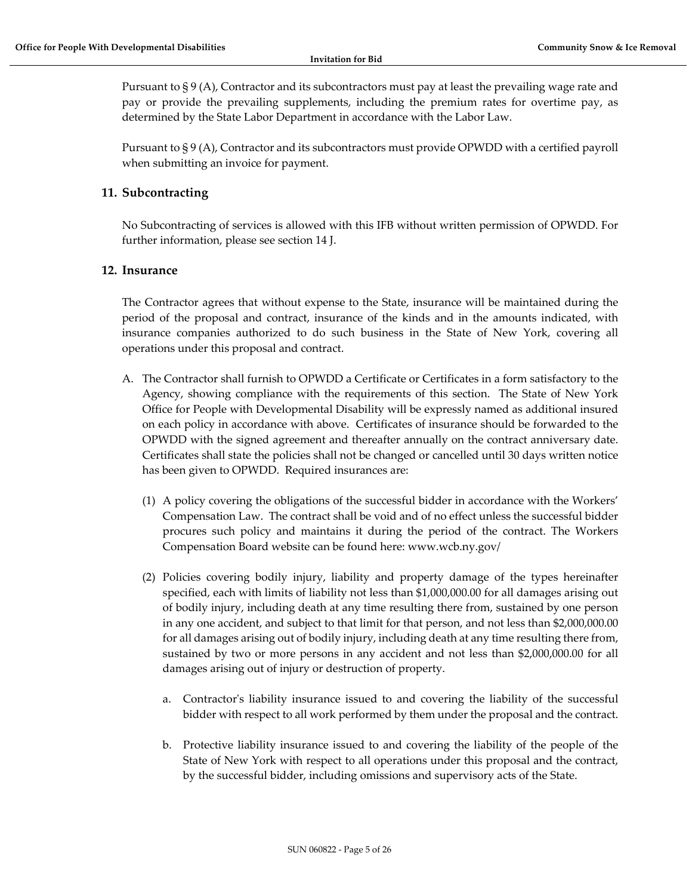Pursuant to § 9 (A), Contractor and its subcontractors must pay at least the prevailing wage rate and pay or provide the prevailing supplements, including the premium rates for overtime pay, as determined by the State Labor Department in accordance with the Labor Law.

Pursuant to § 9 (A), Contractor and its subcontractors must provide OPWDD with a certified payroll when submitting an invoice for payment.

## 11. Subcontracting

No Subcontracting of services is allowed with this IFB without written permission of OPWDD. For further information, please see section 14 J.

## 12. Insurance

The Contractor agrees that without expense to the State, insurance will be maintained during the period of the proposal and contract, insurance of the kinds and in the amounts indicated, with insurance companies authorized to do such business in the State of New York, covering all operations under this proposal and contract.

A. The Contractor shall furnish to OPWDD a Certificate or Certificates in a form satisfactory to the Agency, showing compliance with the requirements of this section. The State of New York Office for People with Developmental Disability will be expressly named as additional insured on each policy in accordance with above. Certificates of insurance should be forwarded to the OPWDD with the signed agreement and thereafter annually on the contract anniversary date. Certificates shall state the policies shall not be changed or cancelled until 30 days written notice has been given to OPWDD. Required insurances are:

   (1) A policy covering the obligations of the successful bidder in accordance with the Workers' Compensation Law. The contract shall be void and of no effect unless the successful bidder procures such policy and maintains it during the period of the contract. The Workers Compensation Board website can be found here: www.wcb.ny.gov/

   (2) Policies covering bodily injury, liability and property damage of the types hereinafter specified, each with limits of liability not less than $1,000,000.00 for all damages arising out of bodily injury, including death at any time resulting there from, sustained by one person in any one accident, and subject to that limit for that person, and not less than $2,000,000.00 for all damages arising out of bodily injury, including death at any time resulting there from, sustained by two or more persons in any accident and not less than $2,000,000.00 for all damages arising out of injury or destruction of property.

      a. Contractor's liability insurance issued to and covering the liability of the successful bidder with respect to all work performed by them under the proposal and the contract.

      b. Protective liability insurance issued to and covering the liability of the people of the State of New York with respect to all operations under this proposal and the contract, by the successful bidder, including omissions and supervisory acts of the State.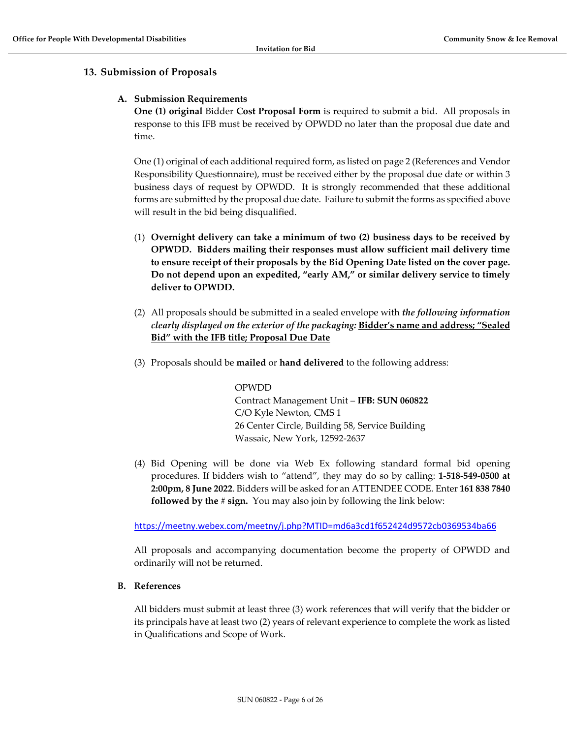## 13. Submission of Proposals

### A. Submission Requirements

**One (1) original** Bidder **Cost Proposal Form** is required to submit a bid. All proposals in response to this IFB must be received by OPWDD no later than the proposal due date and time.

One (1) original of each additional required form, as listed on page 2 (References and Vendor Responsibility Questionnaire), must be received either by the proposal due date or within 3 business days of request by OPWDD. It is strongly recommended that these additional forms are submitted by the proposal due date. Failure to submit the forms as specified above will result in the bid being disqualified.

(1) **Overnight delivery can take a minimum of two (2) business days to be received by OPWDD. Bidders mailing their responses must allow sufficient mail delivery time to ensure receipt of their proposals by the Bid Opening Date listed on the cover page. Do not depend upon an expedited, "early AM," or similar delivery service to timely deliver to OPWDD.**

(2) All proposals should be submitted in a sealed envelope with *the following information clearly displayed on the exterior of the packaging:* **<u>Bidder's name and address; "Sealed Bid" with the IFB title; Proposal Due Date</u>**

(3) Proposals should be **mailed** or **hand delivered** to the following address:

> OPWDD
> Contract Management Unit – **IFB: SUN 060822**
> C/O Kyle Newton, CMS 1
> 26 Center Circle, Building 58, Service Building
> Wassaic, New York, 12592-2637

(4) Bid Opening will be done via Web Ex following standard formal bid opening procedures. If bidders wish to "attend", they may do so by calling: **1-518-549-0500 at 2:00pm, 8 June 2022**. Bidders will be asked for an ATTENDEE CODE. Enter **161 838 7840 followed by the # sign.** You may also join by following the link below:

https://meetny.webex.com/meetny/j.php?MTID=md6a3cd1f652424d9572cb0369534ba66

All proposals and accompanying documentation become the property of OPWDD and ordinarily will not be returned.

### B. References

All bidders must submit at least three (3) work references that will verify that the bidder or its principals have at least two (2) years of relevant experience to complete the work as listed in Qualifications and Scope of Work.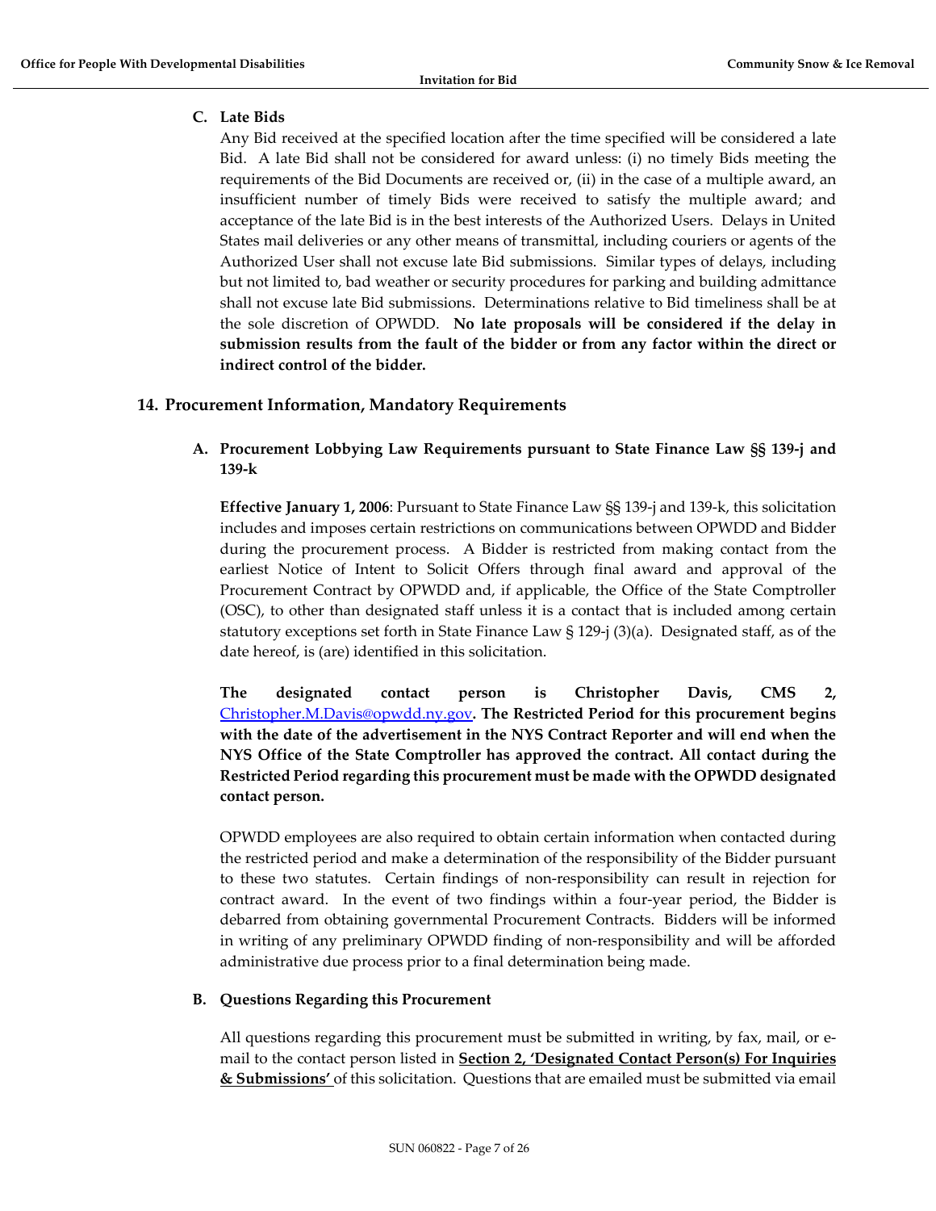### C. Late Bids

Any Bid received at the specified location after the time specified will be considered a late Bid. A late Bid shall not be considered for award unless: (i) no timely Bids meeting the requirements of the Bid Documents are received or, (ii) in the case of a multiple award, an insufficient number of timely Bids were received to satisfy the multiple award; and acceptance of the late Bid is in the best interests of the Authorized Users. Delays in United States mail deliveries or any other means of transmittal, including couriers or agents of the Authorized User shall not excuse late Bid submissions. Similar types of delays, including but not limited to, bad weather or security procedures for parking and building admittance shall not excuse late Bid submissions. Determinations relative to Bid timeliness shall be at the sole discretion of OPWDD. **No late proposals will be considered if the delay in submission results from the fault of the bidder or from any factor within the direct or indirect control of the bidder.**

## 14. Procurement Information, Mandatory Requirements

### A. Procurement Lobbying Law Requirements pursuant to State Finance Law §§ 139-j and 139-k

**Effective January 1, 2006**: Pursuant to State Finance Law §§ 139-j and 139-k, this solicitation includes and imposes certain restrictions on communications between OPWDD and Bidder during the procurement process. A Bidder is restricted from making contact from the earliest Notice of Intent to Solicit Offers through final award and approval of the Procurement Contract by OPWDD and, if applicable, the Office of the State Comptroller (OSC), to other than designated staff unless it is a contact that is included among certain statutory exceptions set forth in State Finance Law § 129-j (3)(a). Designated staff, as of the date hereof, is (are) identified in this solicitation.

**The designated contact person is Christopher Davis, CMS 2,** Christopher.M.Davis@opwdd.ny.gov**. The Restricted Period for this procurement begins with the date of the advertisement in the NYS Contract Reporter and will end when the NYS Office of the State Comptroller has approved the contract. All contact during the Restricted Period regarding this procurement must be made with the OPWDD designated contact person.**

OPWDD employees are also required to obtain certain information when contacted during the restricted period and make a determination of the responsibility of the Bidder pursuant to these two statutes. Certain findings of non-responsibility can result in rejection for contract award. In the event of two findings within a four-year period, the Bidder is debarred from obtaining governmental Procurement Contracts. Bidders will be informed in writing of any preliminary OPWDD finding of non-responsibility and will be afforded administrative due process prior to a final determination being made.

### B. Questions Regarding this Procurement

All questions regarding this procurement must be submitted in writing, by fax, mail, or e-mail to the contact person listed in **Section 2, 'Designated Contact Person(s) For Inquiries & Submissions'** of this solicitation. Questions that are emailed must be submitted via email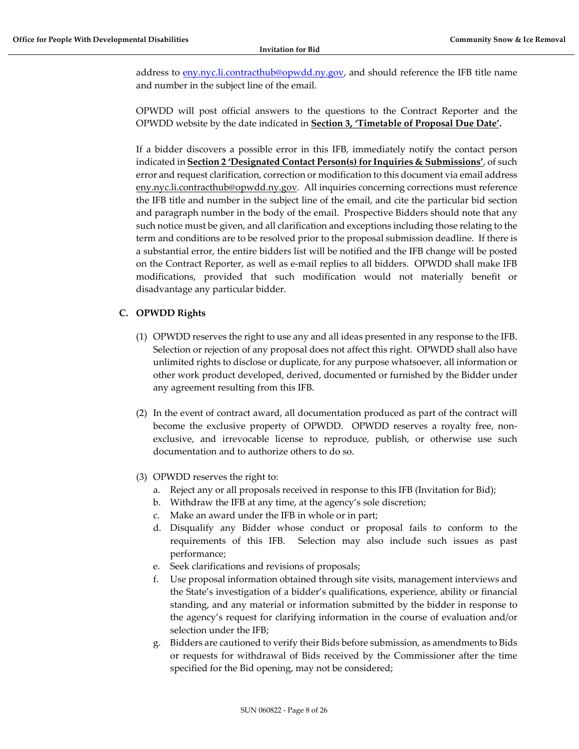address to eny.nyc.li.contracthub@opwdd.ny.gov, and should reference the IFB title name and number in the subject line of the email.

OPWDD will post official answers to the questions to the Contract Reporter and the OPWDD website by the date indicated in **Section 3, 'Timetable of Proposal Due Date'.**

If a bidder discovers a possible error in this IFB, immediately notify the contact person indicated in **Section 2 'Designated Contact Person(s) for Inquiries & Submissions'**, of such error and request clarification, correction or modification to this document via email address eny.nyc.li.contracthub@opwdd.ny.gov. All inquiries concerning corrections must reference the IFB title and number in the subject line of the email, and cite the particular bid section and paragraph number in the body of the email. Prospective Bidders should note that any such notice must be given, and all clarification and exceptions including those relating to the term and conditions are to be resolved prior to the proposal submission deadline. If there is a substantial error, the entire bidders list will be notified and the IFB change will be posted on the Contract Reporter, as well as e-mail replies to all bidders. OPWDD shall make IFB modifications, provided that such modification would not materially benefit or disadvantage any particular bidder.

### C. OPWDD Rights

(1) OPWDD reserves the right to use any and all ideas presented in any response to the IFB. Selection or rejection of any proposal does not affect this right. OPWDD shall also have unlimited rights to disclose or duplicate, for any purpose whatsoever, all information or other work product developed, derived, documented or furnished by the Bidder under any agreement resulting from this IFB.

(2) In the event of contract award, all documentation produced as part of the contract will become the exclusive property of OPWDD. OPWDD reserves a royalty free, non-exclusive, and irrevocable license to reproduce, publish, or otherwise use such documentation and to authorize others to do so.

(3) OPWDD reserves the right to:

a. Reject any or all proposals received in response to this IFB (Invitation for Bid);
b. Withdraw the IFB at any time, at the agency's sole discretion;
c. Make an award under the IFB in whole or in part;
d. Disqualify any Bidder whose conduct or proposal fails to conform to the requirements of this IFB. Selection may also include such issues as past performance;
e. Seek clarifications and revisions of proposals;
f. Use proposal information obtained through site visits, management interviews and the State's investigation of a bidder's qualifications, experience, ability or financial standing, and any material or information submitted by the bidder in response to the agency's request for clarifying information in the course of evaluation and/or selection under the IFB;
g. Bidders are cautioned to verify their Bids before submission, as amendments to Bids or requests for withdrawal of Bids received by the Commissioner after the time specified for the Bid opening, may not be considered;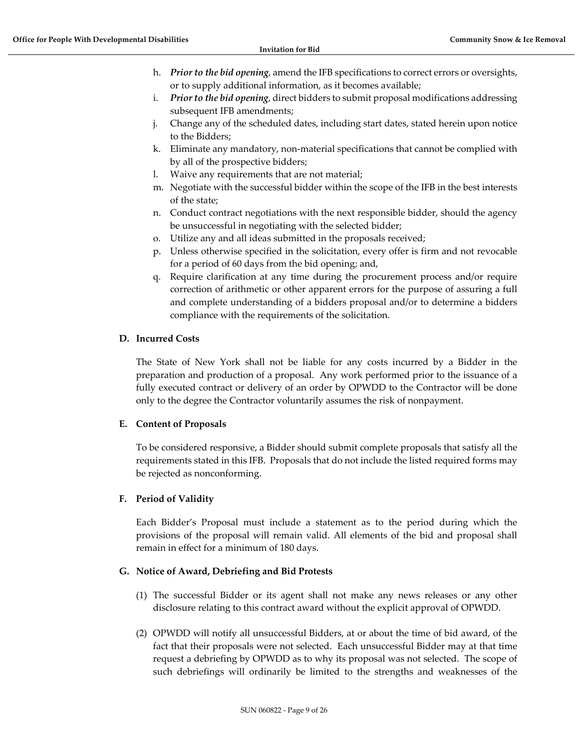h. ***Prior to the bid opening***, amend the IFB specifications to correct errors or oversights, or to supply additional information, as it becomes available;
i. ***Prior to the bid opening***, direct bidders to submit proposal modifications addressing subsequent IFB amendments;
j. Change any of the scheduled dates, including start dates, stated herein upon notice to the Bidders;
k. Eliminate any mandatory, non-material specifications that cannot be complied with by all of the prospective bidders;
l. Waive any requirements that are not material;
m. Negotiate with the successful bidder within the scope of the IFB in the best interests of the state;
n. Conduct contract negotiations with the next responsible bidder, should the agency be unsuccessful in negotiating with the selected bidder;
o. Utilize any and all ideas submitted in the proposals received;
p. Unless otherwise specified in the solicitation, every offer is firm and not revocable for a period of 60 days from the bid opening; and,
q. Require clarification at any time during the procurement process and/or require correction of arithmetic or other apparent errors for the purpose of assuring a full and complete understanding of a bidders proposal and/or to determine a bidders compliance with the requirements of the solicitation.

### D. Incurred Costs

The State of New York shall not be liable for any costs incurred by a Bidder in the preparation and production of a proposal. Any work performed prior to the issuance of a fully executed contract or delivery of an order by OPWDD to the Contractor will be done only to the degree the Contractor voluntarily assumes the risk of nonpayment.

### E. Content of Proposals

To be considered responsive, a Bidder should submit complete proposals that satisfy all the requirements stated in this IFB. Proposals that do not include the listed required forms may be rejected as nonconforming.

### F. Period of Validity

Each Bidder's Proposal must include a statement as to the period during which the provisions of the proposal will remain valid. All elements of the bid and proposal shall remain in effect for a minimum of 180 days.

### G. Notice of Award, Debriefing and Bid Protests

(1) The successful Bidder or its agent shall not make any news releases or any other disclosure relating to this contract award without the explicit approval of OPWDD.

(2) OPWDD will notify all unsuccessful Bidders, at or about the time of bid award, of the fact that their proposals were not selected. Each unsuccessful Bidder may at that time request a debriefing by OPWDD as to why its proposal was not selected. The scope of such debriefings will ordinarily be limited to the strengths and weaknesses of the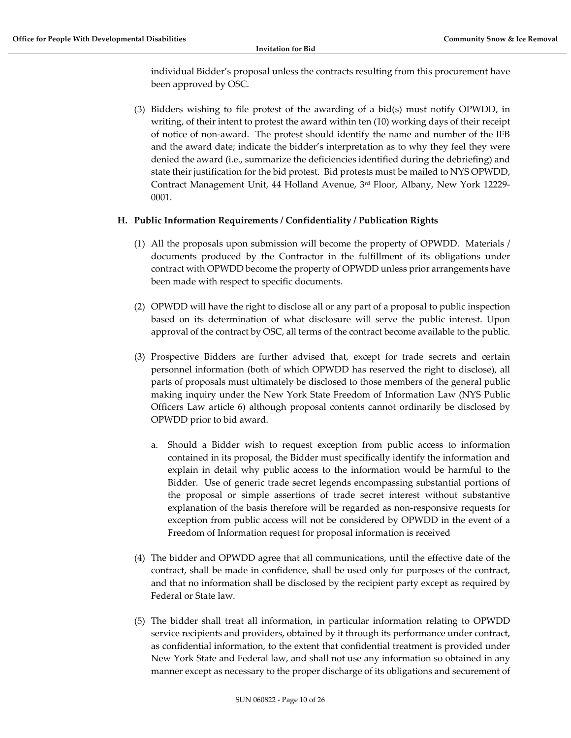individual Bidder's proposal unless the contracts resulting from this procurement have been approved by OSC.

(3) Bidders wishing to file protest of the awarding of a bid(s) must notify OPWDD, in writing, of their intent to protest the award within ten (10) working days of their receipt of notice of non-award. The protest should identify the name and number of the IFB and the award date; indicate the bidder's interpretation as to why they feel they were denied the award (i.e., summarize the deficiencies identified during the debriefing) and state their justification for the bid protest. Bid protests must be mailed to NYS OPWDD, Contract Management Unit, 44 Holland Avenue, 3rd Floor, Albany, New York 12229-0001.

### H. Public Information Requirements / Confidentiality / Publication Rights

(1) All the proposals upon submission will become the property of OPWDD. Materials / documents produced by the Contractor in the fulfillment of its obligations under contract with OPWDD become the property of OPWDD unless prior arrangements have been made with respect to specific documents.

(2) OPWDD will have the right to disclose all or any part of a proposal to public inspection based on its determination of what disclosure will serve the public interest. Upon approval of the contract by OSC, all terms of the contract become available to the public.

(3) Prospective Bidders are further advised that, except for trade secrets and certain personnel information (both of which OPWDD has reserved the right to disclose), all parts of proposals must ultimately be disclosed to those members of the general public making inquiry under the New York State Freedom of Information Law (NYS Public Officers Law article 6) although proposal contents cannot ordinarily be disclosed by OPWDD prior to bid award.

   a. Should a Bidder wish to request exception from public access to information contained in its proposal, the Bidder must specifically identify the information and explain in detail why public access to the information would be harmful to the Bidder. Use of generic trade secret legends encompassing substantial portions of the proposal or simple assertions of trade secret interest without substantive explanation of the basis therefore will be regarded as non-responsive requests for exception from public access will not be considered by OPWDD in the event of a Freedom of Information request for proposal information is received

(4) The bidder and OPWDD agree that all communications, until the effective date of the contract, shall be made in confidence, shall be used only for purposes of the contract, and that no information shall be disclosed by the recipient party except as required by Federal or State law.

(5) The bidder shall treat all information, in particular information relating to OPWDD service recipients and providers, obtained by it through its performance under contract, as confidential information, to the extent that confidential treatment is provided under New York State and Federal law, and shall not use any information so obtained in any manner except as necessary to the proper discharge of its obligations and securement of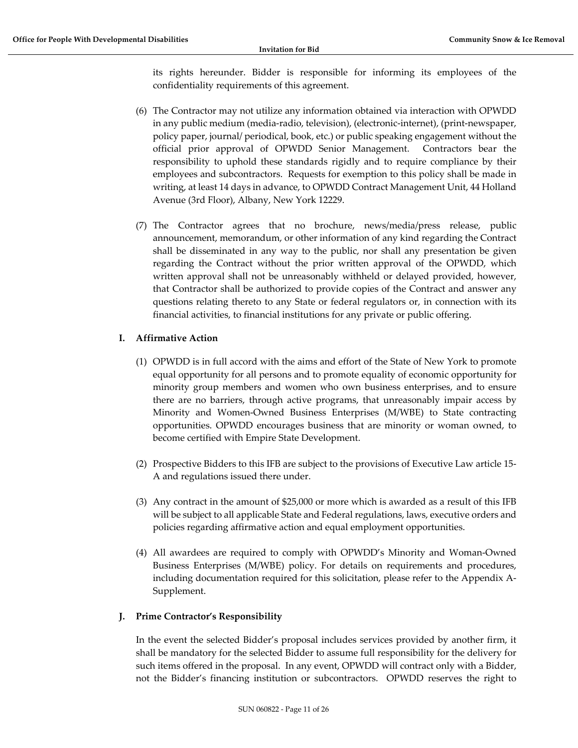its rights hereunder. Bidder is responsible for informing its employees of the confidentiality requirements of this agreement.

(6) The Contractor may not utilize any information obtained via interaction with OPWDD in any public medium (media-radio, television), (electronic-internet), (print-newspaper, policy paper, journal/ periodical, book, etc.) or public speaking engagement without the official prior approval of OPWDD Senior Management. Contractors bear the responsibility to uphold these standards rigidly and to require compliance by their employees and subcontractors. Requests for exemption to this policy shall be made in writing, at least 14 days in advance, to OPWDD Contract Management Unit, 44 Holland Avenue (3rd Floor), Albany, New York 12229.

(7) The Contractor agrees that no brochure, news/media/press release, public announcement, memorandum, or other information of any kind regarding the Contract shall be disseminated in any way to the public, nor shall any presentation be given regarding the Contract without the prior written approval of the OPWDD, which written approval shall not be unreasonably withheld or delayed provided, however, that Contractor shall be authorized to provide copies of the Contract and answer any questions relating thereto to any State or federal regulators or, in connection with its financial activities, to financial institutions for any private or public offering.

### I. Affirmative Action

(1) OPWDD is in full accord with the aims and effort of the State of New York to promote equal opportunity for all persons and to promote equality of economic opportunity for minority group members and women who own business enterprises, and to ensure there are no barriers, through active programs, that unreasonably impair access by Minority and Women-Owned Business Enterprises (M/WBE) to State contracting opportunities. OPWDD encourages business that are minority or woman owned, to become certified with Empire State Development.

(2) Prospective Bidders to this IFB are subject to the provisions of Executive Law article 15-A and regulations issued there under.

(3) Any contract in the amount of $25,000 or more which is awarded as a result of this IFB will be subject to all applicable State and Federal regulations, laws, executive orders and policies regarding affirmative action and equal employment opportunities.

(4) All awardees are required to comply with OPWDD's Minority and Woman-Owned Business Enterprises (M/WBE) policy. For details on requirements and procedures, including documentation required for this solicitation, please refer to the Appendix A-Supplement.

### J. Prime Contractor's Responsibility

In the event the selected Bidder's proposal includes services provided by another firm, it shall be mandatory for the selected Bidder to assume full responsibility for the delivery for such items offered in the proposal. In any event, OPWDD will contract only with a Bidder, not the Bidder's financing institution or subcontractors. OPWDD reserves the right to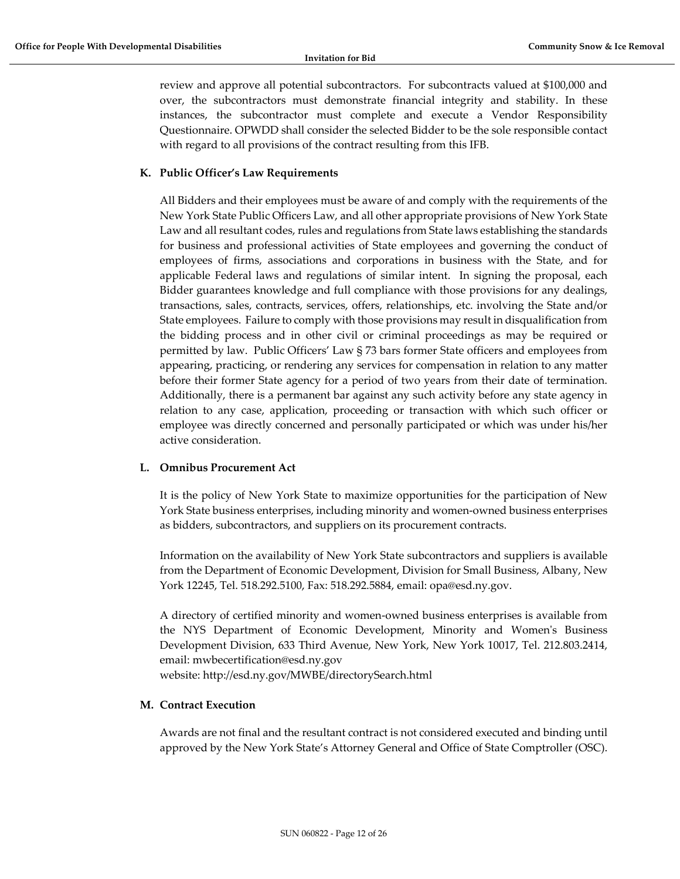review and approve all potential subcontractors. For subcontracts valued at $100,000 and over, the subcontractors must demonstrate financial integrity and stability. In these instances, the subcontractor must complete and execute a Vendor Responsibility Questionnaire. OPWDD shall consider the selected Bidder to be the sole responsible contact with regard to all provisions of the contract resulting from this IFB.

### K. Public Officer's Law Requirements

All Bidders and their employees must be aware of and comply with the requirements of the New York State Public Officers Law, and all other appropriate provisions of New York State Law and all resultant codes, rules and regulations from State laws establishing the standards for business and professional activities of State employees and governing the conduct of employees of firms, associations and corporations in business with the State, and for applicable Federal laws and regulations of similar intent. In signing the proposal, each Bidder guarantees knowledge and full compliance with those provisions for any dealings, transactions, sales, contracts, services, offers, relationships, etc. involving the State and/or State employees. Failure to comply with those provisions may result in disqualification from the bidding process and in other civil or criminal proceedings as may be required or permitted by law. Public Officers' Law § 73 bars former State officers and employees from appearing, practicing, or rendering any services for compensation in relation to any matter before their former State agency for a period of two years from their date of termination. Additionally, there is a permanent bar against any such activity before any state agency in relation to any case, application, proceeding or transaction with which such officer or employee was directly concerned and personally participated or which was under his/her active consideration.

### L. Omnibus Procurement Act

It is the policy of New York State to maximize opportunities for the participation of New York State business enterprises, including minority and women-owned business enterprises as bidders, subcontractors, and suppliers on its procurement contracts.

Information on the availability of New York State subcontractors and suppliers is available from the Department of Economic Development, Division for Small Business, Albany, New York 12245, Tel. 518.292.5100, Fax: 518.292.5884, email: opa@esd.ny.gov.

A directory of certified minority and women-owned business enterprises is available from the NYS Department of Economic Development, Minority and Women's Business Development Division, 633 Third Avenue, New York, New York 10017, Tel. 212.803.2414, email: mwbecertification@esd.ny.gov
website: http://esd.ny.gov/MWBE/directorySearch.html

### M. Contract Execution

Awards are not final and the resultant contract is not considered executed and binding until approved by the New York State's Attorney General and Office of State Comptroller (OSC).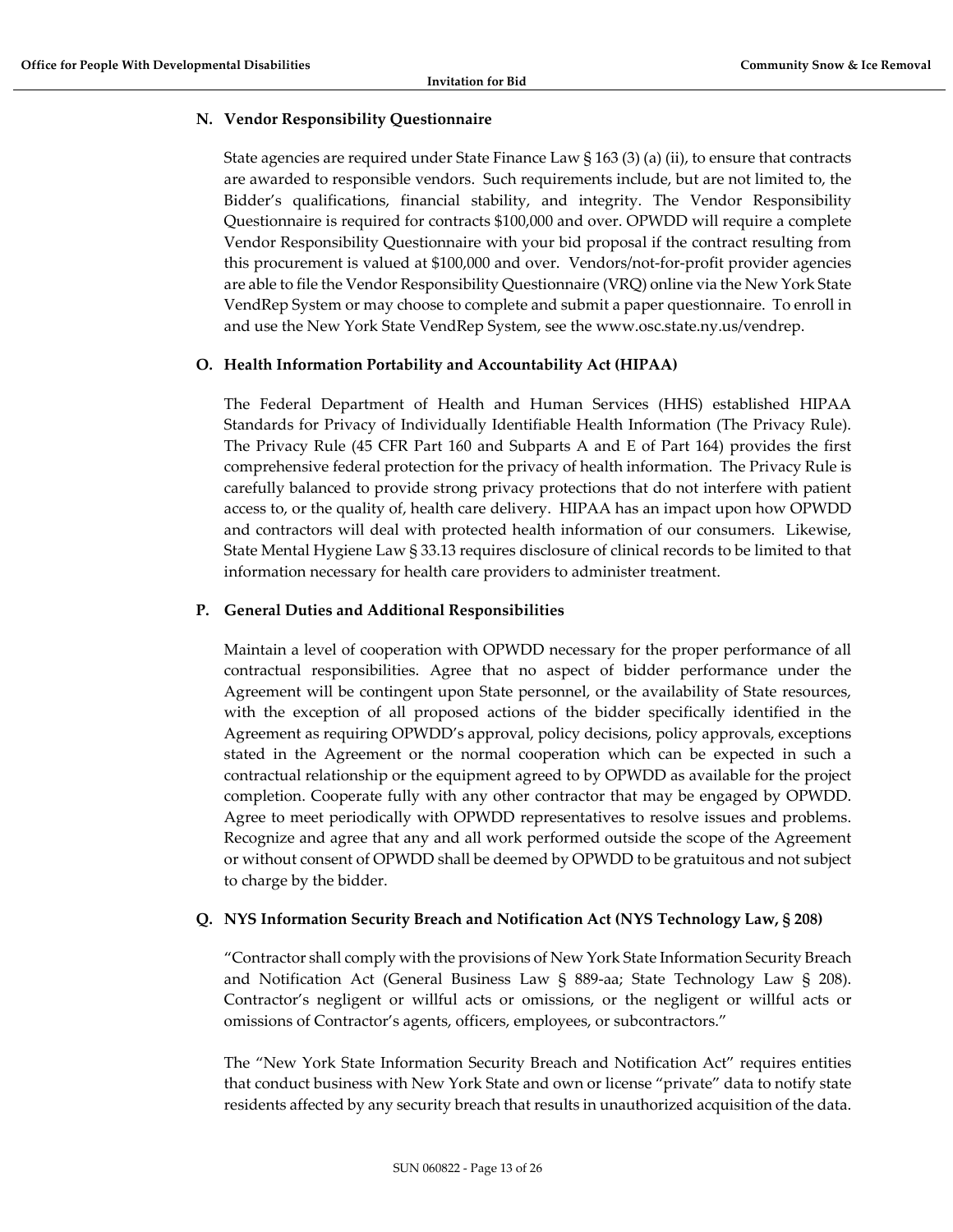### N. Vendor Responsibility Questionnaire

State agencies are required under State Finance Law § 163 (3) (a) (ii), to ensure that contracts are awarded to responsible vendors. Such requirements include, but are not limited to, the Bidder's qualifications, financial stability, and integrity. The Vendor Responsibility Questionnaire is required for contracts $100,000 and over. OPWDD will require a complete Vendor Responsibility Questionnaire with your bid proposal if the contract resulting from this procurement is valued at $100,000 and over. Vendors/not-for-profit provider agencies are able to file the Vendor Responsibility Questionnaire (VRQ) online via the New York State VendRep System or may choose to complete and submit a paper questionnaire. To enroll in and use the New York State VendRep System, see the www.osc.state.ny.us/vendrep.

### O. Health Information Portability and Accountability Act (HIPAA)

The Federal Department of Health and Human Services (HHS) established HIPAA Standards for Privacy of Individually Identifiable Health Information (The Privacy Rule). The Privacy Rule (45 CFR Part 160 and Subparts A and E of Part 164) provides the first comprehensive federal protection for the privacy of health information. The Privacy Rule is carefully balanced to provide strong privacy protections that do not interfere with patient access to, or the quality of, health care delivery. HIPAA has an impact upon how OPWDD and contractors will deal with protected health information of our consumers. Likewise, State Mental Hygiene Law § 33.13 requires disclosure of clinical records to be limited to that information necessary for health care providers to administer treatment.

### P. General Duties and Additional Responsibilities

Maintain a level of cooperation with OPWDD necessary for the proper performance of all contractual responsibilities. Agree that no aspect of bidder performance under the Agreement will be contingent upon State personnel, or the availability of State resources, with the exception of all proposed actions of the bidder specifically identified in the Agreement as requiring OPWDD's approval, policy decisions, policy approvals, exceptions stated in the Agreement or the normal cooperation which can be expected in such a contractual relationship or the equipment agreed to by OPWDD as available for the project completion. Cooperate fully with any other contractor that may be engaged by OPWDD. Agree to meet periodically with OPWDD representatives to resolve issues and problems. Recognize and agree that any and all work performed outside the scope of the Agreement or without consent of OPWDD shall be deemed by OPWDD to be gratuitous and not subject to charge by the bidder.

### Q. NYS Information Security Breach and Notification Act (NYS Technology Law, § 208)

"Contractor shall comply with the provisions of New York State Information Security Breach and Notification Act (General Business Law § 889-aa; State Technology Law § 208). Contractor's negligent or willful acts or omissions, or the negligent or willful acts or omissions of Contractor's agents, officers, employees, or subcontractors."

The "New York State Information Security Breach and Notification Act" requires entities that conduct business with New York State and own or license "private" data to notify state residents affected by any security breach that results in unauthorized acquisition of the data.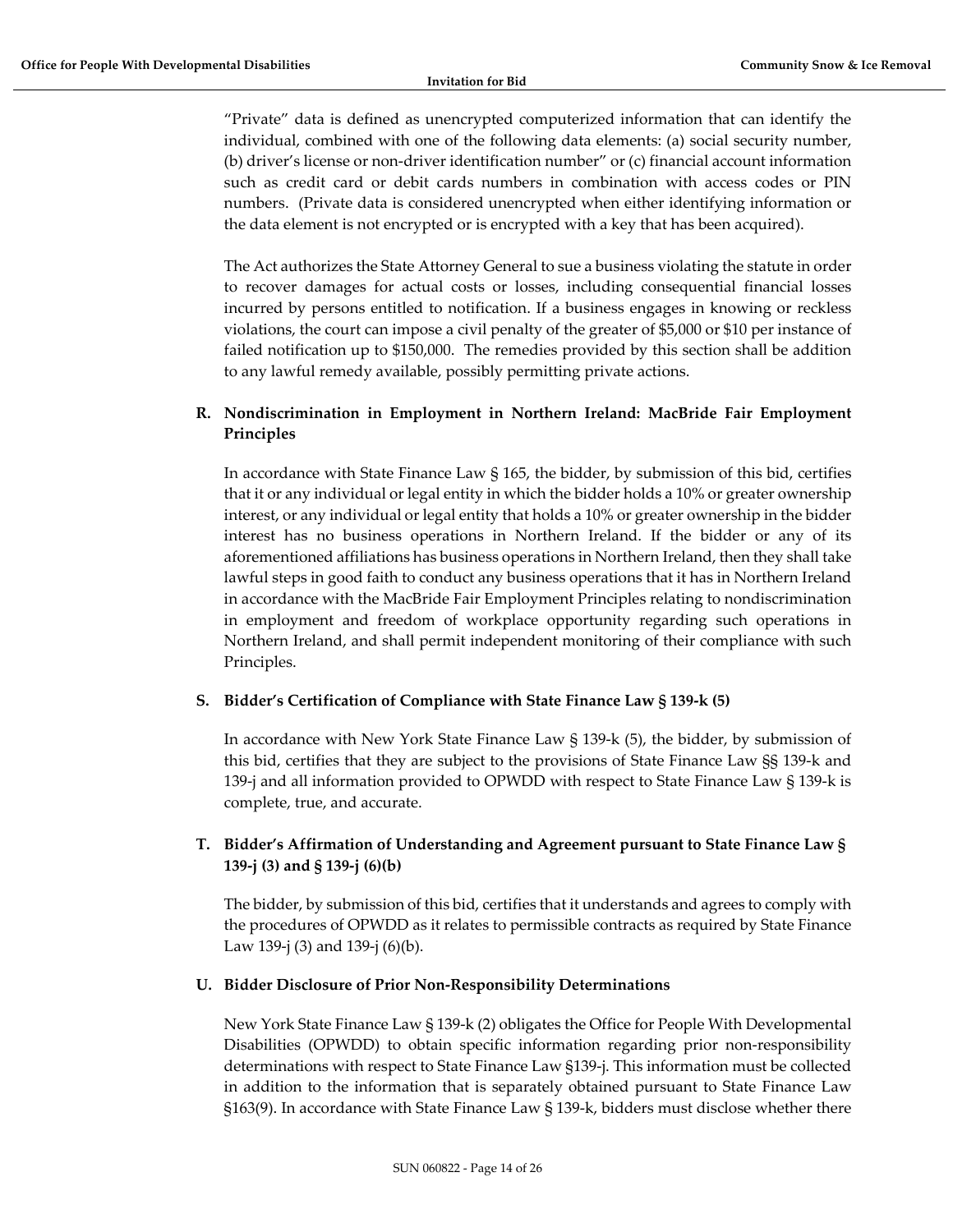"Private" data is defined as unencrypted computerized information that can identify the individual, combined with one of the following data elements: (a) social security number, (b) driver's license or non-driver identification number" or (c) financial account information such as credit card or debit cards numbers in combination with access codes or PIN numbers. (Private data is considered unencrypted when either identifying information or the data element is not encrypted or is encrypted with a key that has been acquired).

The Act authorizes the State Attorney General to sue a business violating the statute in order to recover damages for actual costs or losses, including consequential financial losses incurred by persons entitled to notification. If a business engages in knowing or reckless violations, the court can impose a civil penalty of the greater of $5,000 or $10 per instance of failed notification up to $150,000. The remedies provided by this section shall be addition to any lawful remedy available, possibly permitting private actions.

### R. Nondiscrimination in Employment in Northern Ireland: MacBride Fair Employment Principles

In accordance with State Finance Law § 165, the bidder, by submission of this bid, certifies that it or any individual or legal entity in which the bidder holds a 10% or greater ownership interest, or any individual or legal entity that holds a 10% or greater ownership in the bidder interest has no business operations in Northern Ireland. If the bidder or any of its aforementioned affiliations has business operations in Northern Ireland, then they shall take lawful steps in good faith to conduct any business operations that it has in Northern Ireland in accordance with the MacBride Fair Employment Principles relating to nondiscrimination in employment and freedom of workplace opportunity regarding such operations in Northern Ireland, and shall permit independent monitoring of their compliance with such Principles.

### S. Bidder's Certification of Compliance with State Finance Law § 139-k (5)

In accordance with New York State Finance Law § 139-k (5), the bidder, by submission of this bid, certifies that they are subject to the provisions of State Finance Law §§ 139-k and 139-j and all information provided to OPWDD with respect to State Finance Law § 139-k is complete, true, and accurate.

### T. Bidder's Affirmation of Understanding and Agreement pursuant to State Finance Law § 139-j (3) and § 139-j (6)(b)

The bidder, by submission of this bid, certifies that it understands and agrees to comply with the procedures of OPWDD as it relates to permissible contracts as required by State Finance Law 139-j (3) and 139-j (6)(b).

### U. Bidder Disclosure of Prior Non-Responsibility Determinations

New York State Finance Law § 139-k (2) obligates the Office for People With Developmental Disabilities (OPWDD) to obtain specific information regarding prior non-responsibility determinations with respect to State Finance Law §139-j. This information must be collected in addition to the information that is separately obtained pursuant to State Finance Law §163(9). In accordance with State Finance Law § 139-k, bidders must disclose whether there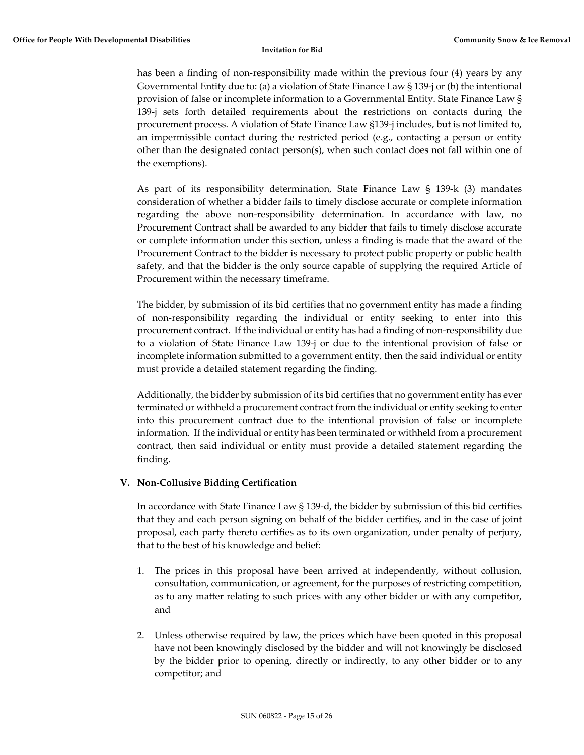has been a finding of non-responsibility made within the previous four (4) years by any Governmental Entity due to: (a) a violation of State Finance Law § 139-j or (b) the intentional provision of false or incomplete information to a Governmental Entity. State Finance Law § 139-j sets forth detailed requirements about the restrictions on contacts during the procurement process. A violation of State Finance Law §139-j includes, but is not limited to, an impermissible contact during the restricted period (e.g., contacting a person or entity other than the designated contact person(s), when such contact does not fall within one of the exemptions).

As part of its responsibility determination, State Finance Law § 139-k (3) mandates consideration of whether a bidder fails to timely disclose accurate or complete information regarding the above non-responsibility determination. In accordance with law, no Procurement Contract shall be awarded to any bidder that fails to timely disclose accurate or complete information under this section, unless a finding is made that the award of the Procurement Contract to the bidder is necessary to protect public property or public health safety, and that the bidder is the only source capable of supplying the required Article of Procurement within the necessary timeframe.

The bidder, by submission of its bid certifies that no government entity has made a finding of non-responsibility regarding the individual or entity seeking to enter into this procurement contract. If the individual or entity has had a finding of non-responsibility due to a violation of State Finance Law 139-j or due to the intentional provision of false or incomplete information submitted to a government entity, then the said individual or entity must provide a detailed statement regarding the finding.

Additionally, the bidder by submission of its bid certifies that no government entity has ever terminated or withheld a procurement contract from the individual or entity seeking to enter into this procurement contract due to the intentional provision of false or incomplete information. If the individual or entity has been terminated or withheld from a procurement contract, then said individual or entity must provide a detailed statement regarding the finding.

## V. Non-Collusive Bidding Certification

In accordance with State Finance Law § 139-d, the bidder by submission of this bid certifies that they and each person signing on behalf of the bidder certifies, and in the case of joint proposal, each party thereto certifies as to its own organization, under penalty of perjury, that to the best of his knowledge and belief:

1. The prices in this proposal have been arrived at independently, without collusion, consultation, communication, or agreement, for the purposes of restricting competition, as to any matter relating to such prices with any other bidder or with any competitor, and

2. Unless otherwise required by law, the prices which have been quoted in this proposal have not been knowingly disclosed by the bidder and will not knowingly be disclosed by the bidder prior to opening, directly or indirectly, to any other bidder or to any competitor; and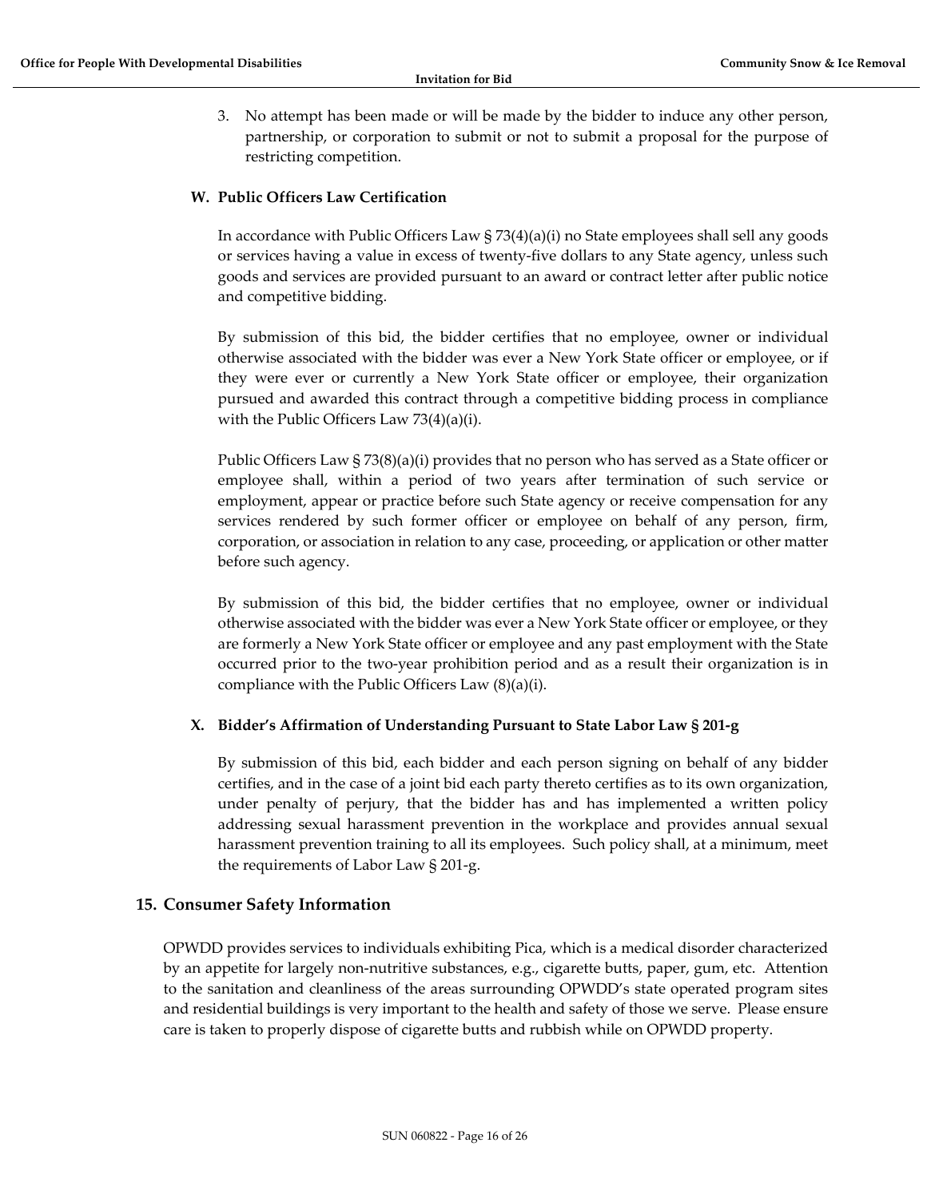3. No attempt has been made or will be made by the bidder to induce any other person, partnership, or corporation to submit or not to submit a proposal for the purpose of restricting competition.

### W. Public Officers Law Certification

In accordance with Public Officers Law § 73(4)(a)(i) no State employees shall sell any goods or services having a value in excess of twenty-five dollars to any State agency, unless such goods and services are provided pursuant to an award or contract letter after public notice and competitive bidding.

By submission of this bid, the bidder certifies that no employee, owner or individual otherwise associated with the bidder was ever a New York State officer or employee, or if they were ever or currently a New York State officer or employee, their organization pursued and awarded this contract through a competitive bidding process in compliance with the Public Officers Law 73(4)(a)(i).

Public Officers Law § 73(8)(a)(i) provides that no person who has served as a State officer or employee shall, within a period of two years after termination of such service or employment, appear or practice before such State agency or receive compensation for any services rendered by such former officer or employee on behalf of any person, firm, corporation, or association in relation to any case, proceeding, or application or other matter before such agency.

By submission of this bid, the bidder certifies that no employee, owner or individual otherwise associated with the bidder was ever a New York State officer or employee, or they are formerly a New York State officer or employee and any past employment with the State occurred prior to the two-year prohibition period and as a result their organization is in compliance with the Public Officers Law (8)(a)(i).

### X. Bidder's Affirmation of Understanding Pursuant to State Labor Law § 201-g

By submission of this bid, each bidder and each person signing on behalf of any bidder certifies, and in the case of a joint bid each party thereto certifies as to its own organization, under penalty of perjury, that the bidder has and has implemented a written policy addressing sexual harassment prevention in the workplace and provides annual sexual harassment prevention training to all its employees. Such policy shall, at a minimum, meet the requirements of Labor Law § 201-g.

## 15. Consumer Safety Information

OPWDD provides services to individuals exhibiting Pica, which is a medical disorder characterized by an appetite for largely non-nutritive substances, e.g., cigarette butts, paper, gum, etc. Attention to the sanitation and cleanliness of the areas surrounding OPWDD's state operated program sites and residential buildings is very important to the health and safety of those we serve. Please ensure care is taken to properly dispose of cigarette butts and rubbish while on OPWDD property.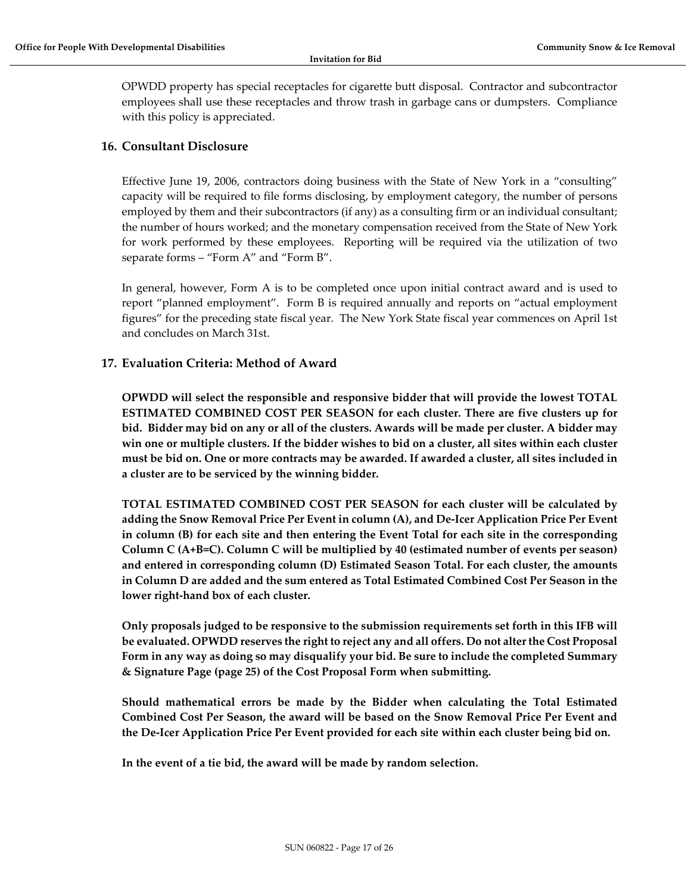OPWDD property has special receptacles for cigarette butt disposal. Contractor and subcontractor employees shall use these receptacles and throw trash in garbage cans or dumpsters. Compliance with this policy is appreciated.

## 16. Consultant Disclosure

Effective June 19, 2006, contractors doing business with the State of New York in a "consulting" capacity will be required to file forms disclosing, by employment category, the number of persons employed by them and their subcontractors (if any) as a consulting firm or an individual consultant; the number of hours worked; and the monetary compensation received from the State of New York for work performed by these employees. Reporting will be required via the utilization of two separate forms – "Form A" and "Form B".

In general, however, Form A is to be completed once upon initial contract award and is used to report "planned employment". Form B is required annually and reports on "actual employment figures" for the preceding state fiscal year. The New York State fiscal year commences on April 1st and concludes on March 31st.

## 17. Evaluation Criteria: Method of Award

**OPWDD will select the responsible and responsive bidder that will provide the lowest TOTAL ESTIMATED COMBINED COST PER SEASON for each cluster. There are five clusters up for bid. Bidder may bid on any or all of the clusters. Awards will be made per cluster. A bidder may win one or multiple clusters. If the bidder wishes to bid on a cluster, all sites within each cluster must be bid on. One or more contracts may be awarded. If awarded a cluster, all sites included in a cluster are to be serviced by the winning bidder.**

**TOTAL ESTIMATED COMBINED COST PER SEASON for each cluster will be calculated by adding the Snow Removal Price Per Event in column (A), and De-Icer Application Price Per Event in column (B) for each site and then entering the Event Total for each site in the corresponding Column C (A+B=C). Column C will be multiplied by 40 (estimated number of events per season) and entered in corresponding column (D) Estimated Season Total. For each cluster, the amounts in Column D are added and the sum entered as Total Estimated Combined Cost Per Season in the lower right-hand box of each cluster.**

**Only proposals judged to be responsive to the submission requirements set forth in this IFB will be evaluated. OPWDD reserves the right to reject any and all offers. Do not alter the Cost Proposal Form in any way as doing so may disqualify your bid. Be sure to include the completed Summary & Signature Page (page 25) of the Cost Proposal Form when submitting.**

**Should mathematical errors be made by the Bidder when calculating the Total Estimated Combined Cost Per Season, the award will be based on the Snow Removal Price Per Event and the De-Icer Application Price Per Event provided for each site within each cluster being bid on.**

**In the event of a tie bid, the award will be made by random selection.**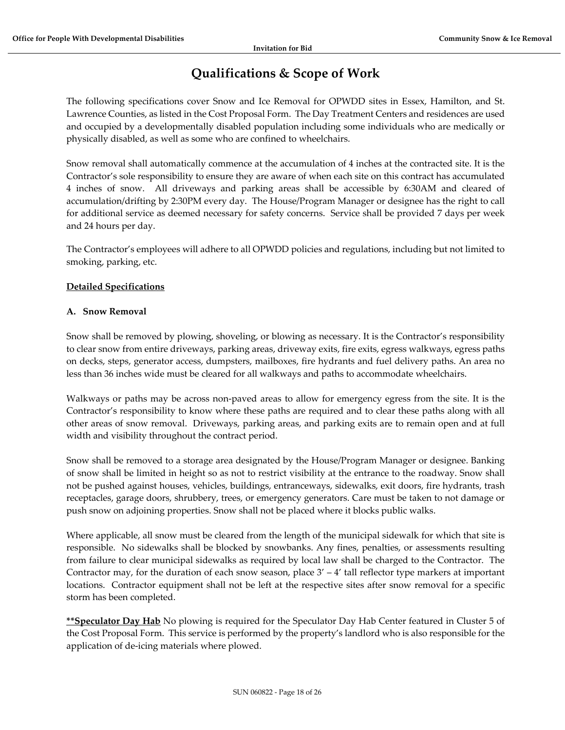# Qualifications & Scope of Work

The following specifications cover Snow and Ice Removal for OPWDD sites in Essex, Hamilton, and St. Lawrence Counties, as listed in the Cost Proposal Form. The Day Treatment Centers and residences are used and occupied by a developmentally disabled population including some individuals who are medically or physically disabled, as well as some who are confined to wheelchairs.

Snow removal shall automatically commence at the accumulation of 4 inches at the contracted site. It is the Contractor's sole responsibility to ensure they are aware of when each site on this contract has accumulated 4 inches of snow. All driveways and parking areas shall be accessible by 6:30AM and cleared of accumulation/drifting by 2:30PM every day. The House/Program Manager or designee has the right to call for additional service as deemed necessary for safety concerns. Service shall be provided 7 days per week and 24 hours per day.

The Contractor's employees will adhere to all OPWDD policies and regulations, including but not limited to smoking, parking, etc.

<u>**Detailed Specifications**</u>

**A. Snow Removal**

Snow shall be removed by plowing, shoveling, or blowing as necessary. It is the Contractor's responsibility to clear snow from entire driveways, parking areas, driveway exits, fire exits, egress walkways, egress paths on decks, steps, generator access, dumpsters, mailboxes, fire hydrants and fuel delivery paths. An area no less than 36 inches wide must be cleared for all walkways and paths to accommodate wheelchairs.

Walkways or paths may be across non-paved areas to allow for emergency egress from the site. It is the Contractor's responsibility to know where these paths are required and to clear these paths along with all other areas of snow removal. Driveways, parking areas, and parking exits are to remain open and at full width and visibility throughout the contract period.

Snow shall be removed to a storage area designated by the House/Program Manager or designee. Banking of snow shall be limited in height so as not to restrict visibility at the entrance to the roadway. Snow shall not be pushed against houses, vehicles, buildings, entranceways, sidewalks, exit doors, fire hydrants, trash receptacles, garage doors, shrubbery, trees, or emergency generators. Care must be taken to not damage or push snow on adjoining properties. Snow shall not be placed where it blocks public walks.

Where applicable, all snow must be cleared from the length of the municipal sidewalk for which that site is responsible. No sidewalks shall be blocked by snowbanks. Any fines, penalties, or assessments resulting from failure to clear municipal sidewalks as required by local law shall be charged to the Contractor. The Contractor may, for the duration of each snow season, place 3' – 4' tall reflector type markers at important locations. Contractor equipment shall not be left at the respective sites after snow removal for a specific storm has been completed.

<u>**\*\*Speculator Day Hab**</u> No plowing is required for the Speculator Day Hab Center featured in Cluster 5 of the Cost Proposal Form. This service is performed by the property's landlord who is also responsible for the application of de-icing materials where plowed.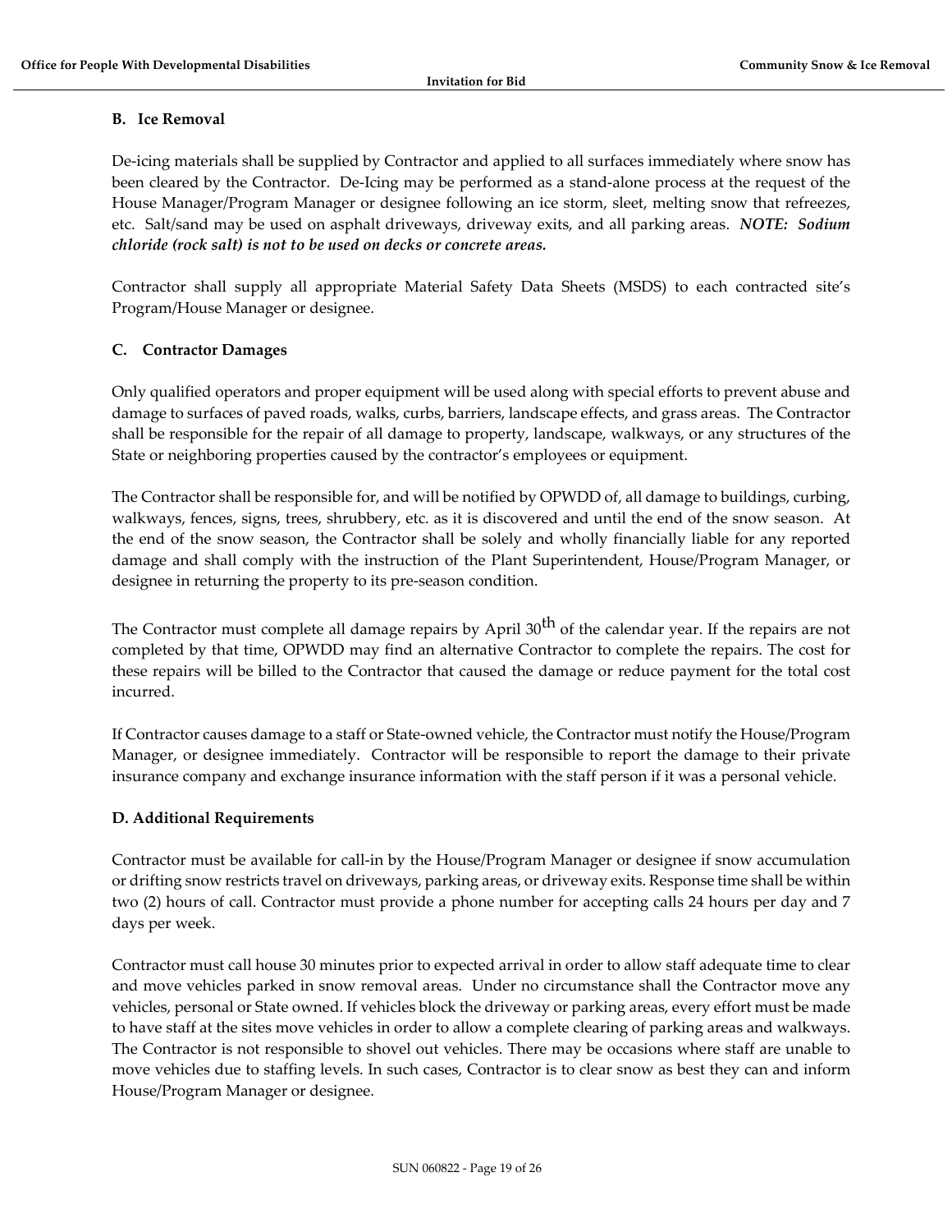### B. Ice Removal

De-icing materials shall be supplied by Contractor and applied to all surfaces immediately where snow has been cleared by the Contractor. De-Icing may be performed as a stand-alone process at the request of the House Manager/Program Manager or designee following an ice storm, sleet, melting snow that refreezes, etc. Salt/sand may be used on asphalt driveways, driveway exits, and all parking areas. ***NOTE: Sodium chloride (rock salt) is not to be used on decks or concrete areas.***

Contractor shall supply all appropriate Material Safety Data Sheets (MSDS) to each contracted site's Program/House Manager or designee.

### C. Contractor Damages

Only qualified operators and proper equipment will be used along with special efforts to prevent abuse and damage to surfaces of paved roads, walks, curbs, barriers, landscape effects, and grass areas. The Contractor shall be responsible for the repair of all damage to property, landscape, walkways, or any structures of the State or neighboring properties caused by the contractor's employees or equipment.

The Contractor shall be responsible for, and will be notified by OPWDD of, all damage to buildings, curbing, walkways, fences, signs, trees, shrubbery, etc. as it is discovered and until the end of the snow season. At the end of the snow season, the Contractor shall be solely and wholly financially liable for any reported damage and shall comply with the instruction of the Plant Superintendent, House/Program Manager, or designee in returning the property to its pre-season condition.

The Contractor must complete all damage repairs by April 30th of the calendar year. If the repairs are not completed by that time, OPWDD may find an alternative Contractor to complete the repairs. The cost for these repairs will be billed to the Contractor that caused the damage or reduce payment for the total cost incurred.

If Contractor causes damage to a staff or State-owned vehicle, the Contractor must notify the House/Program Manager, or designee immediately. Contractor will be responsible to report the damage to their private insurance company and exchange insurance information with the staff person if it was a personal vehicle.

### D. Additional Requirements

Contractor must be available for call-in by the House/Program Manager or designee if snow accumulation or drifting snow restricts travel on driveways, parking areas, or driveway exits. Response time shall be within two (2) hours of call. Contractor must provide a phone number for accepting calls 24 hours per day and 7 days per week.

Contractor must call house 30 minutes prior to expected arrival in order to allow staff adequate time to clear and move vehicles parked in snow removal areas. Under no circumstance shall the Contractor move any vehicles, personal or State owned. If vehicles block the driveway or parking areas, every effort must be made to have staff at the sites move vehicles in order to allow a complete clearing of parking areas and walkways. The Contractor is not responsible to shovel out vehicles. There may be occasions where staff are unable to move vehicles due to staffing levels. In such cases, Contractor is to clear snow as best they can and inform House/Program Manager or designee.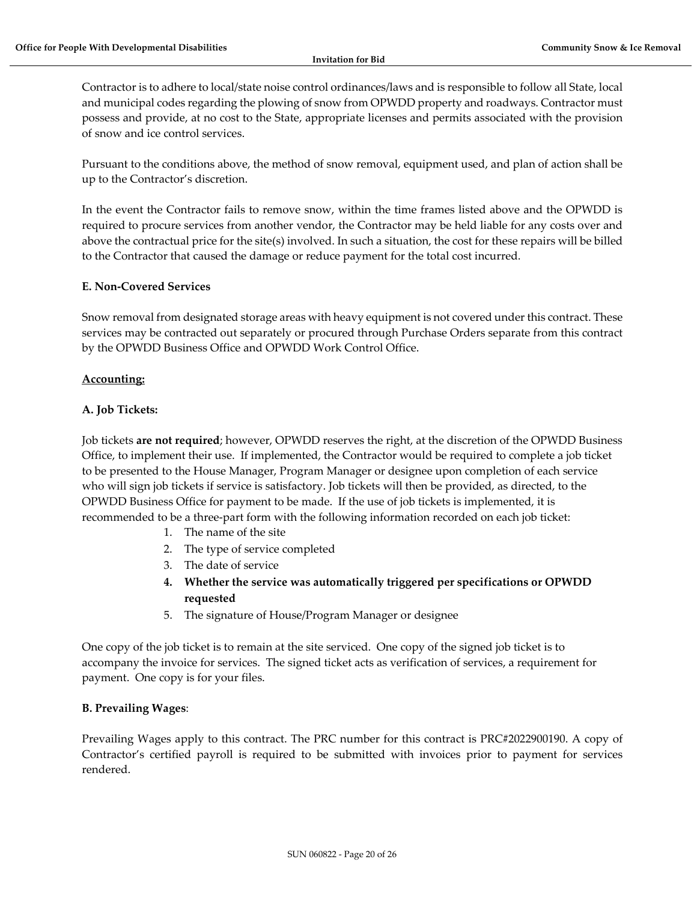Contractor is to adhere to local/state noise control ordinances/laws and is responsible to follow all State, local and municipal codes regarding the plowing of snow from OPWDD property and roadways. Contractor must possess and provide, at no cost to the State, appropriate licenses and permits associated with the provision of snow and ice control services.

Pursuant to the conditions above, the method of snow removal, equipment used, and plan of action shall be up to the Contractor's discretion.

In the event the Contractor fails to remove snow, within the time frames listed above and the OPWDD is required to procure services from another vendor, the Contractor may be held liable for any costs over and above the contractual price for the site(s) involved. In such a situation, the cost for these repairs will be billed to the Contractor that caused the damage or reduce payment for the total cost incurred.

**E. Non-Covered Services**

Snow removal from designated storage areas with heavy equipment is not covered under this contract. These services may be contracted out separately or procured through Purchase Orders separate from this contract by the OPWDD Business Office and OPWDD Work Control Office.

**Accounting:**

**A. Job Tickets:**

Job tickets **are not required**; however, OPWDD reserves the right, at the discretion of the OPWDD Business Office, to implement their use. If implemented, the Contractor would be required to complete a job ticket to be presented to the House Manager, Program Manager or designee upon completion of each service who will sign job tickets if service is satisfactory. Job tickets will then be provided, as directed, to the OPWDD Business Office for payment to be made. If the use of job tickets is implemented, it is recommended to be a three-part form with the following information recorded on each job ticket:

1. The name of the site
2. The type of service completed
3. The date of service
4. **Whether the service was automatically triggered per specifications or OPWDD requested**
5. The signature of House/Program Manager or designee

One copy of the job ticket is to remain at the site serviced. One copy of the signed job ticket is to accompany the invoice for services. The signed ticket acts as verification of services, a requirement for payment. One copy is for your files.

**B. Prevailing Wages**:

Prevailing Wages apply to this contract. The PRC number for this contract is PRC#2022900190. A copy of Contractor's certified payroll is required to be submitted with invoices prior to payment for services rendered.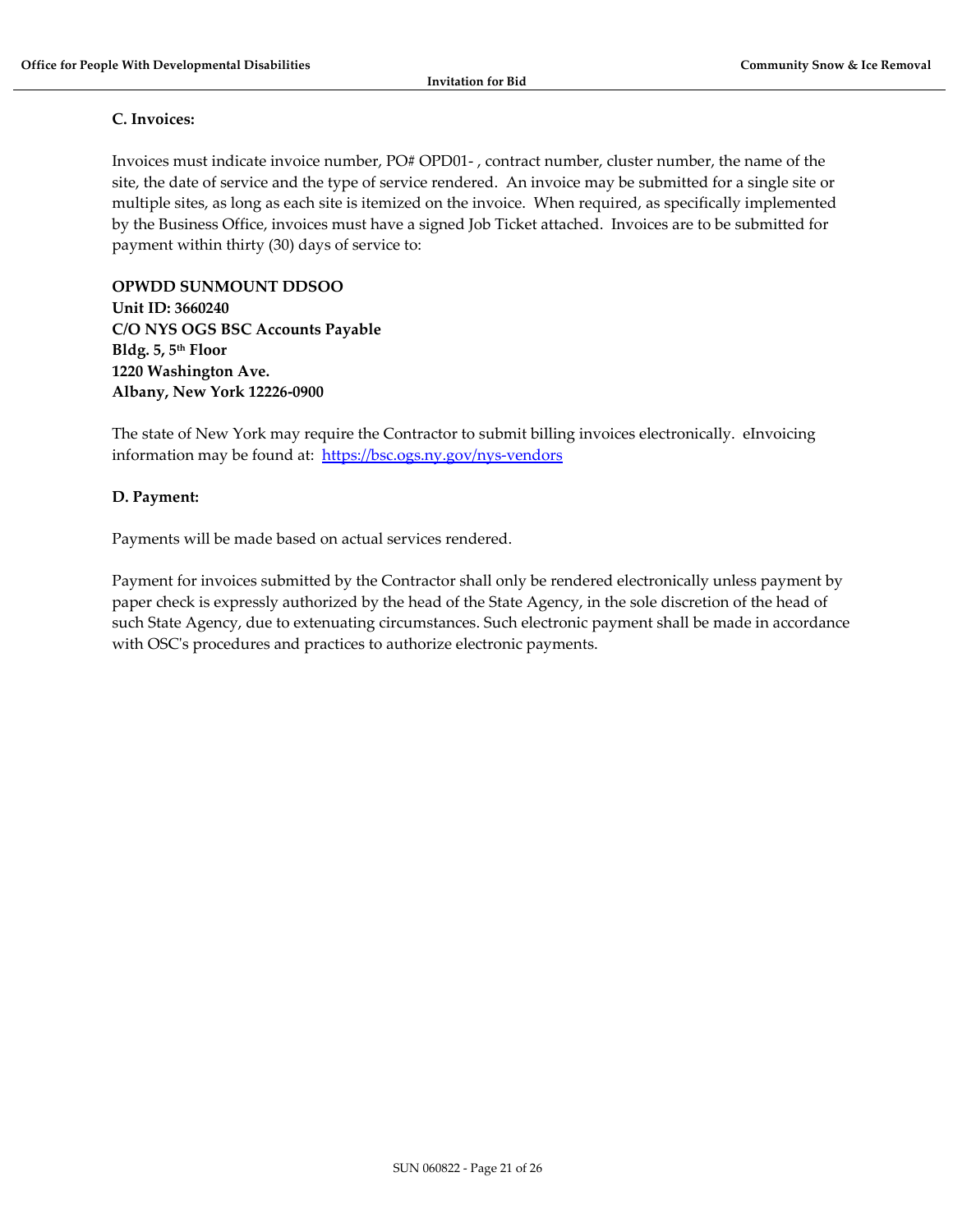### C. Invoices:

Invoices must indicate invoice number, PO# OPD01- , contract number, cluster number, the name of the site, the date of service and the type of service rendered. An invoice may be submitted for a single site or multiple sites, as long as each site is itemized on the invoice. When required, as specifically implemented by the Business Office, invoices must have a signed Job Ticket attached. Invoices are to be submitted for payment within thirty (30) days of service to:

**OPWDD SUNMOUNT DDSOO**
**Unit ID: 3660240**
**C/O NYS OGS BSC Accounts Payable**
**Bldg. 5, 5th Floor**
**1220 Washington Ave.**
**Albany, New York 12226-0900**

The state of New York may require the Contractor to submit billing invoices electronically. eInvoicing information may be found at: https://bsc.ogs.ny.gov/nys-vendors

### D. Payment:

Payments will be made based on actual services rendered.

Payment for invoices submitted by the Contractor shall only be rendered electronically unless payment by paper check is expressly authorized by the head of the State Agency, in the sole discretion of the head of such State Agency, due to extenuating circumstances. Such electronic payment shall be made in accordance with OSC's procedures and practices to authorize electronic payments.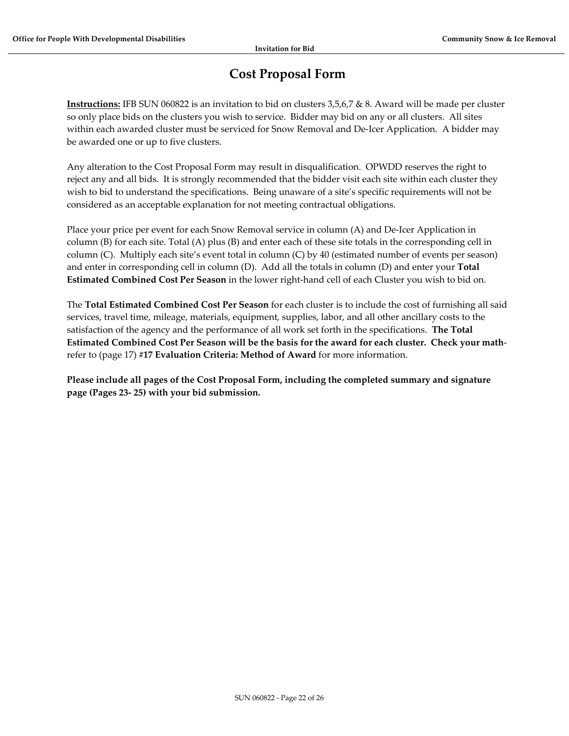# Cost Proposal Form

**Instructions:** IFB SUN 060822 is an invitation to bid on clusters 3,5,6,7 & 8. Award will be made per cluster so only place bids on the clusters you wish to service. Bidder may bid on any or all clusters. All sites within each awarded cluster must be serviced for Snow Removal and De-Icer Application. A bidder may be awarded one or up to five clusters.

Any alteration to the Cost Proposal Form may result in disqualification. OPWDD reserves the right to reject any and all bids. It is strongly recommended that the bidder visit each site within each cluster they wish to bid to understand the specifications. Being unaware of a site's specific requirements will not be considered as an acceptable explanation for not meeting contractual obligations.

Place your price per event for each Snow Removal service in column (A) and De-Icer Application in column (B) for each site. Total (A) plus (B) and enter each of these site totals in the corresponding cell in column (C). Multiply each site's event total in column (C) by 40 (estimated number of events per season) and enter in corresponding cell in column (D). Add all the totals in column (D) and enter your **Total Estimated Combined Cost Per Season** in the lower right-hand cell of each Cluster you wish to bid on.

The **Total Estimated Combined Cost Per Season** for each cluster is to include the cost of furnishing all said services, travel time, mileage, materials, equipment, supplies, labor, and all other ancillary costs to the satisfaction of the agency and the performance of all work set forth in the specifications. **The Total Estimated Combined Cost Per Season will be the basis for the award for each cluster. Check your math**-refer to (page 17) #**17 Evaluation Criteria: Method of Award** for more information.

**Please include all pages of the Cost Proposal Form, including the completed summary and signature page (Pages 23- 25) with your bid submission.**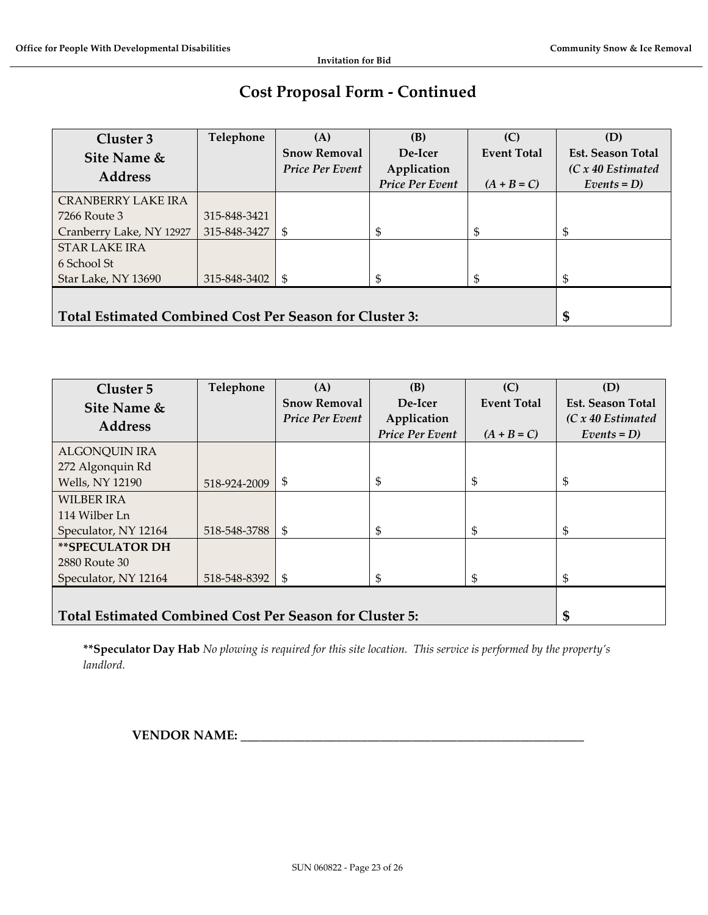# Cost Proposal Form - Continued

| Cluster 3 Site Name & Address | Telephone | (A) Snow Removal *Price Per Event* | (B) De-Icer Application *Price Per Event* | (C) Event Total *(A + B = C)* | (D) Est. Season Total *(C x 40 Estimated Events = D)* |
|---|---|---|---|---|---|
| CRANBERRY LAKE IRA<br>7266 Route 3<br>Cranberry Lake, NY 12927 | 315-848-3421<br>315-848-3427 | $ | $ | $ | $ |
| STAR LAKE IRA<br>6 School St<br>Star Lake, NY 13690 | 315-848-3402 | $ | $ | $ | $ |
| **Total Estimated Combined Cost Per Season for Cluster 3:** | | | | | **$** |

| Cluster 5 Site Name & Address | Telephone | (A) Snow Removal *Price Per Event* | (B) De-Icer Application *Price Per Event* | (C) Event Total *(A + B = C)* | (D) Est. Season Total *(C x 40 Estimated Events = D)* |
|---|---|---|---|---|---|
| ALGONQUIN IRA<br>272 Algonquin Rd<br>Wells, NY 12190 | 518-924-2009 | $ | $ | $ | $ |
| WILBER IRA<br>114 Wilber Ln<br>Speculator, NY 12164 | 518-548-3788 | $ | $ | $ | $ |
| **\*\*SPECULATOR DH**<br>2880 Route 30<br>Speculator, NY 12164 | 518-548-8392 | $ | $ | $ | $ |
| **Total Estimated Combined Cost Per Season for Cluster 5:** | | | | | **$** |

**\*\*Speculator Day Hab** *No plowing is required for this site location. This service is performed by the property's landlord.*

**VENDOR NAME: \_\_\_\_\_\_\_\_\_\_\_\_\_\_\_\_\_\_\_\_\_\_\_\_\_\_\_\_\_\_\_\_\_\_\_\_\_\_\_\_\_\_\_\_\_\_\_\_\_\_\_\_\_\_\_\_**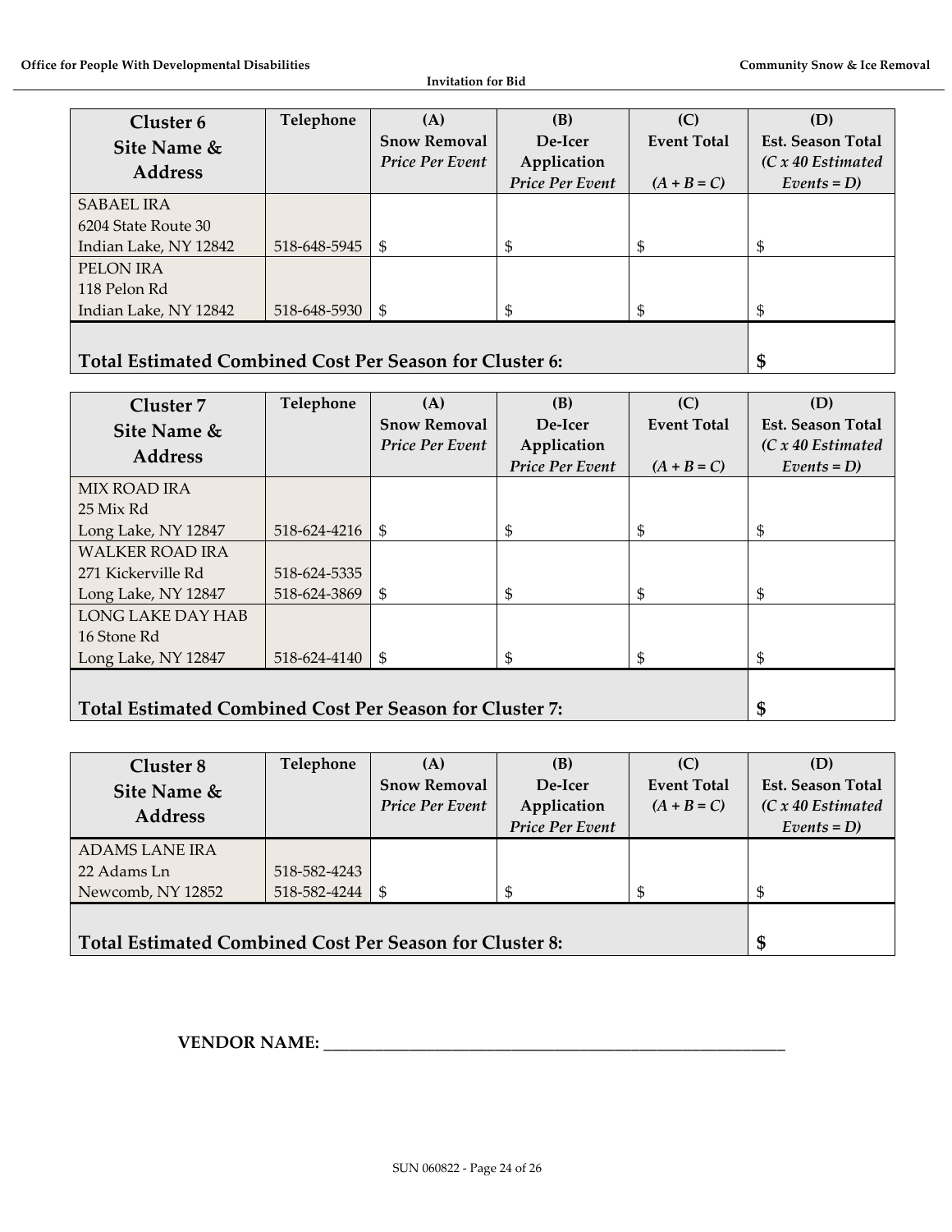| Cluster 6 Site Name & Address | Telephone | (A) Snow Removal *Price Per Event* | (B) De-Icer Application *Price Per Event* | (C) Event Total *(A + B = C)* | (D) Est. Season Total *(C x 40 Estimated Events = D)* |
|---|---|---|---|---|---|
| SABAEL IRA<br>6204 State Route 30<br>Indian Lake, NY 12842 | 518-648-5945 | $ | $ | $ | $ |
| PELON IRA<br>118 Pelon Rd<br>Indian Lake, NY 12842 | 518-648-5930 | $ | $ | $ | $ |
| **Total Estimated Combined Cost Per Season for Cluster 6:** | | | | | **$** |

| Cluster 7 Site Name & Address | Telephone | (A) Snow Removal *Price Per Event* | (B) De-Icer Application *Price Per Event* | (C) Event Total *(A + B = C)* | (D) Est. Season Total *(C x 40 Estimated Events = D)* |
|---|---|---|---|---|---|
| MIX ROAD IRA<br>25 Mix Rd<br>Long Lake, NY 12847 | 518-624-4216 | $ | $ | $ | $ |
| WALKER ROAD IRA<br>271 Kickerville Rd<br>Long Lake, NY 12847 | 518-624-5335<br>518-624-3869 | $ | $ | $ | $ |
| LONG LAKE DAY HAB<br>16 Stone Rd<br>Long Lake, NY 12847 | 518-624-4140 | $ | $ | $ | $ |
| **Total Estimated Combined Cost Per Season for Cluster 7:** | | | | | **$** |

| Cluster 8 Site Name & Address | Telephone | (A) Snow Removal *Price Per Event* | (B) De-Icer Application *Price Per Event* | (C) Event Total *(A + B = C)* | (D) Est. Season Total *(C x 40 Estimated Events = D)* |
|---|---|---|---|---|---|
| ADAMS LANE IRA<br>22 Adams Ln<br>Newcomb, NY 12852 | 518-582-4243<br>518-582-4244 | $ | $ | $ | $ |
| **Total Estimated Combined Cost Per Season for Cluster 8:** | | | | | **$** |

**VENDOR NAME: \_\_\_\_\_\_\_\_\_\_\_\_\_\_\_\_\_\_\_\_\_\_\_\_\_\_\_\_\_\_\_\_\_\_\_\_\_\_\_\_\_\_\_\_\_\_\_\_\_\_\_\_\_\_\_\_\_\_**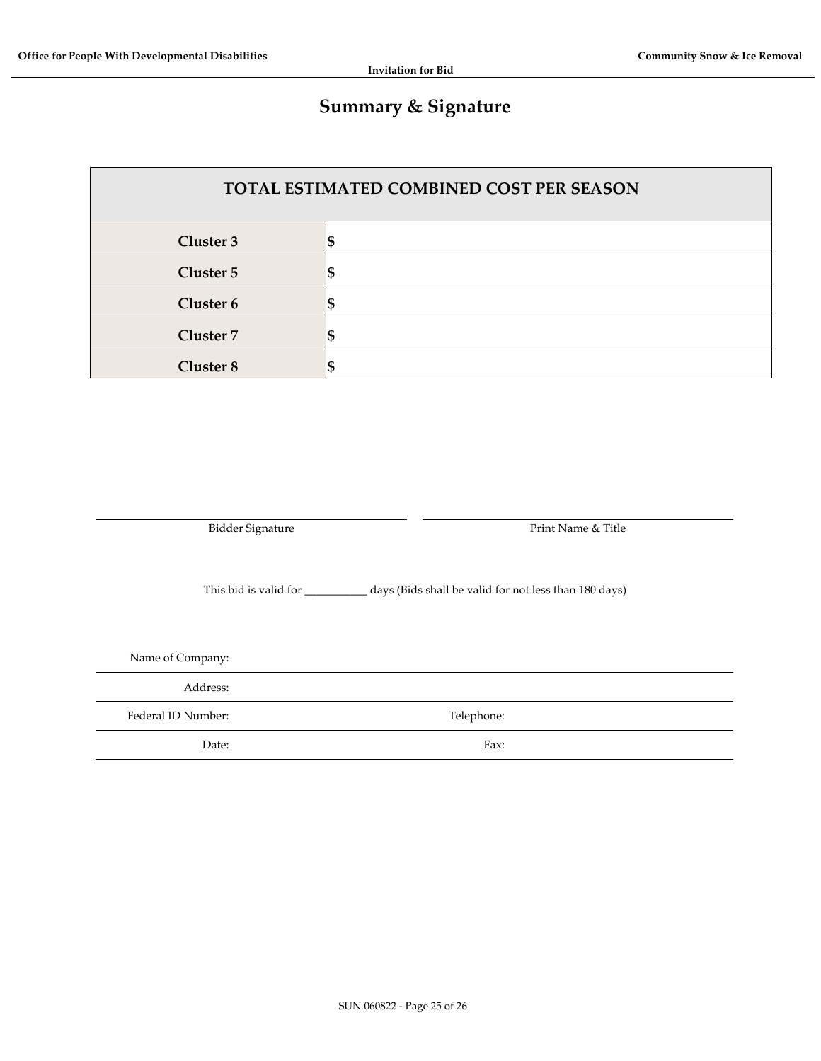# Summary & Signature

| TOTAL ESTIMATED COMBINED COST PER SEASON | |
|---|---|
| **Cluster 3** | **$** |
| **Cluster 5** | **$** |
| **Cluster 6** | **$** |
| **Cluster 7** | **$** |
| **Cluster 8** | **$** |

______________________________ ______________________________

Bidder Signature Print Name & Title

This bid is valid for ___________ days (Bids shall be valid for not less than 180 days)

| | | | |
|---|---|---|---|
| Name of Company: | | | |
| Address: | | | |
| Federal ID Number: | | Telephone: | |
| Date: | | Fax: | |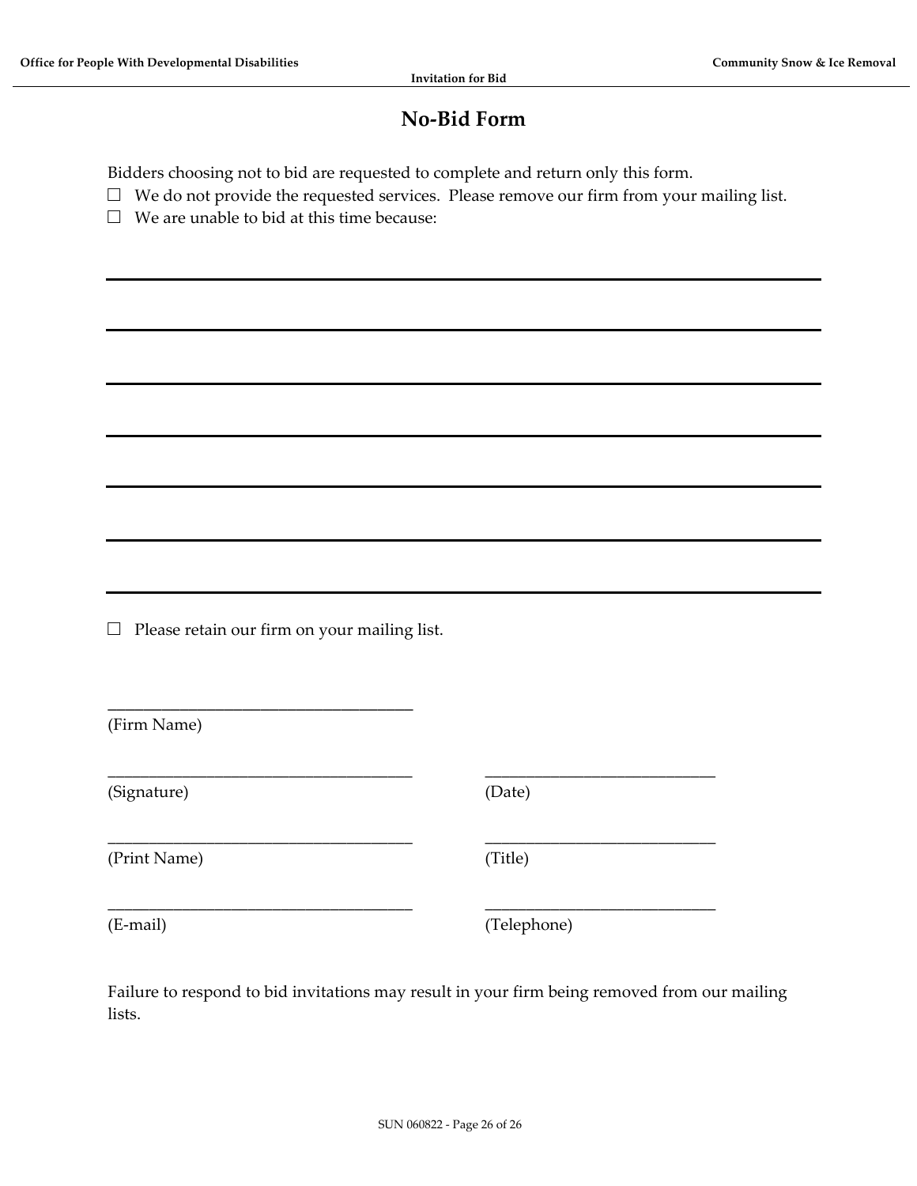# No-Bid Form

Bidders choosing not to bid are requested to complete and return only this form.

☐ We do not provide the requested services. Please remove our firm from your mailing list.

☐ We are unable to bid at this time because:

\_\_\_\_\_\_\_\_\_\_\_\_\_\_\_\_\_\_\_\_\_\_\_\_\_\_\_\_\_\_\_\_\_\_\_\_\_\_\_\_\_\_\_\_\_\_\_\_\_\_\_\_\_\_\_\_\_\_\_\_\_\_\_\_\_\_\_\_\_\_

\_\_\_\_\_\_\_\_\_\_\_\_\_\_\_\_\_\_\_\_\_\_\_\_\_\_\_\_\_\_\_\_\_\_\_\_\_\_\_\_\_\_\_\_\_\_\_\_\_\_\_\_\_\_\_\_\_\_\_\_\_\_\_\_\_\_\_\_\_\_

\_\_\_\_\_\_\_\_\_\_\_\_\_\_\_\_\_\_\_\_\_\_\_\_\_\_\_\_\_\_\_\_\_\_\_\_\_\_\_\_\_\_\_\_\_\_\_\_\_\_\_\_\_\_\_\_\_\_\_\_\_\_\_\_\_\_\_\_\_\_

\_\_\_\_\_\_\_\_\_\_\_\_\_\_\_\_\_\_\_\_\_\_\_\_\_\_\_\_\_\_\_\_\_\_\_\_\_\_\_\_\_\_\_\_\_\_\_\_\_\_\_\_\_\_\_\_\_\_\_\_\_\_\_\_\_\_\_\_\_\_

\_\_\_\_\_\_\_\_\_\_\_\_\_\_\_\_\_\_\_\_\_\_\_\_\_\_\_\_\_\_\_\_\_\_\_\_\_\_\_\_\_\_\_\_\_\_\_\_\_\_\_\_\_\_\_\_\_\_\_\_\_\_\_\_\_\_\_\_\_\_

\_\_\_\_\_\_\_\_\_\_\_\_\_\_\_\_\_\_\_\_\_\_\_\_\_\_\_\_\_\_\_\_\_\_\_\_\_\_\_\_\_\_\_\_\_\_\_\_\_\_\_\_\_\_\_\_\_\_\_\_\_\_\_\_\_\_\_\_\_\_

\_\_\_\_\_\_\_\_\_\_\_\_\_\_\_\_\_\_\_\_\_\_\_\_\_\_\_\_\_\_\_\_\_\_\_\_\_\_\_\_\_\_\_\_\_\_\_\_\_\_\_\_\_\_\_\_\_\_\_\_\_\_\_\_\_\_\_\_\_\_

☐ Please retain our firm on your mailing list.

\_\_\_\_\_\_\_\_\_\_\_\_\_\_\_\_\_\_\_\_\_\_\_\_\_\_\_\_\_\_\_\_\_\_\_\_
(Firm Name)

| | |
|---|---|
| \_\_\_\_\_\_\_\_\_\_\_\_\_\_\_\_\_\_\_\_\_\_\_\_\_\_\_\_\_\_\_\_\_\_\_\_ (Signature) | \_\_\_\_\_\_\_\_\_\_\_\_\_\_\_\_\_\_\_\_\_\_\_\_\_\_\_\_ (Date) |
| \_\_\_\_\_\_\_\_\_\_\_\_\_\_\_\_\_\_\_\_\_\_\_\_\_\_\_\_\_\_\_\_\_\_\_\_ (Print Name) | \_\_\_\_\_\_\_\_\_\_\_\_\_\_\_\_\_\_\_\_\_\_\_\_\_\_\_\_ (Title) |
| \_\_\_\_\_\_\_\_\_\_\_\_\_\_\_\_\_\_\_\_\_\_\_\_\_\_\_\_\_\_\_\_\_\_\_\_ (E-mail) | \_\_\_\_\_\_\_\_\_\_\_\_\_\_\_\_\_\_\_\_\_\_\_\_\_\_\_\_ (Telephone) |

Failure to respond to bid invitations may result in your firm being removed from our mailing lists.